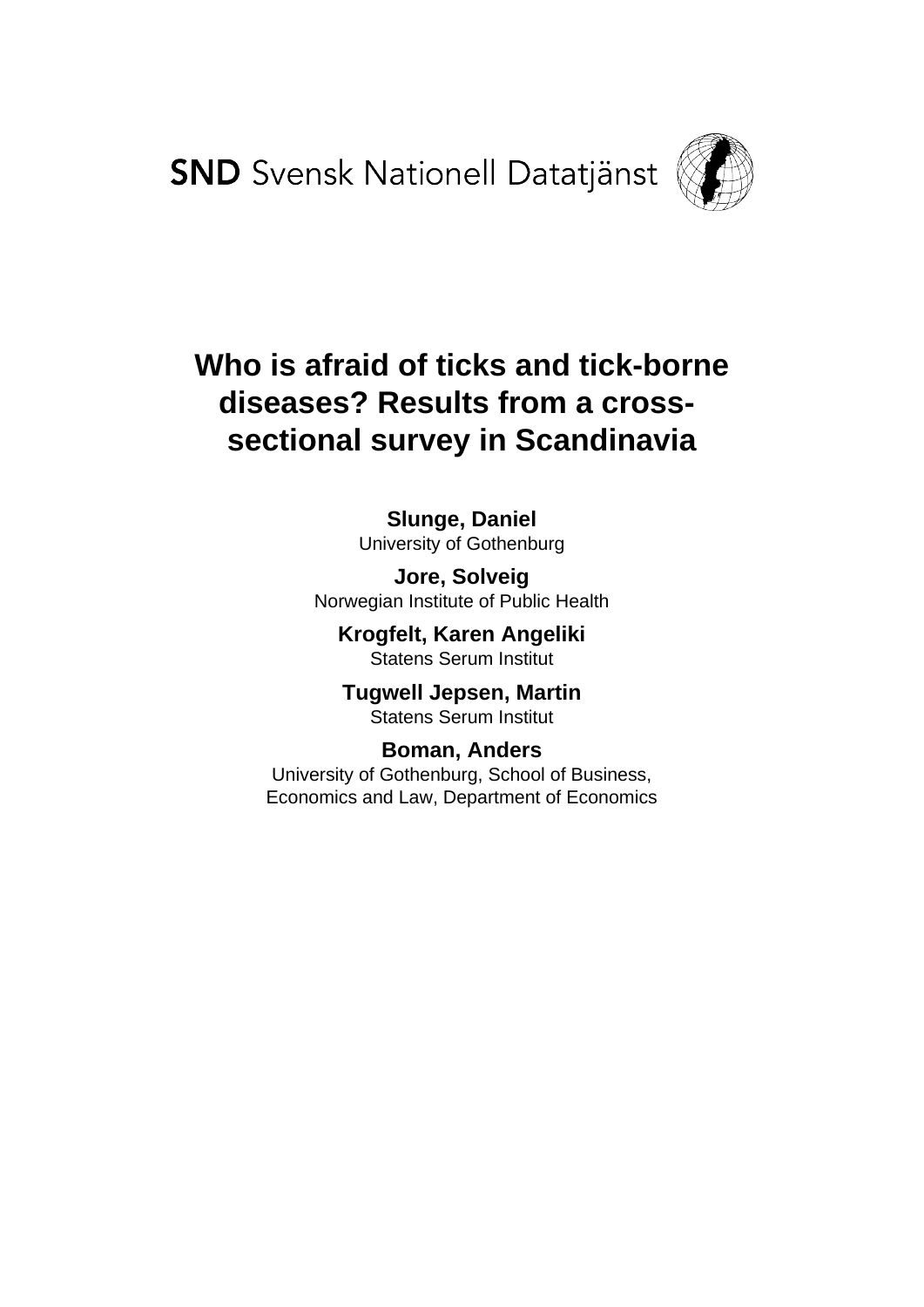SND Svensk Nationell Datatjänst

# Who is afraid of ticks and tick-borne diseases? Results from a cross-sectional survey in Scandinavia

**Slunge, Daniel**
University of Gothenburg

**Jore, Solveig**
Norwegian Institute of Public Health

**Krogfelt, Karen Angeliki**
Statens Serum Institut

**Tugwell Jepsen, Martin**
Statens Serum Institut

**Boman, Anders**
University of Gothenburg, School of Business, Economics and Law, Department of Economics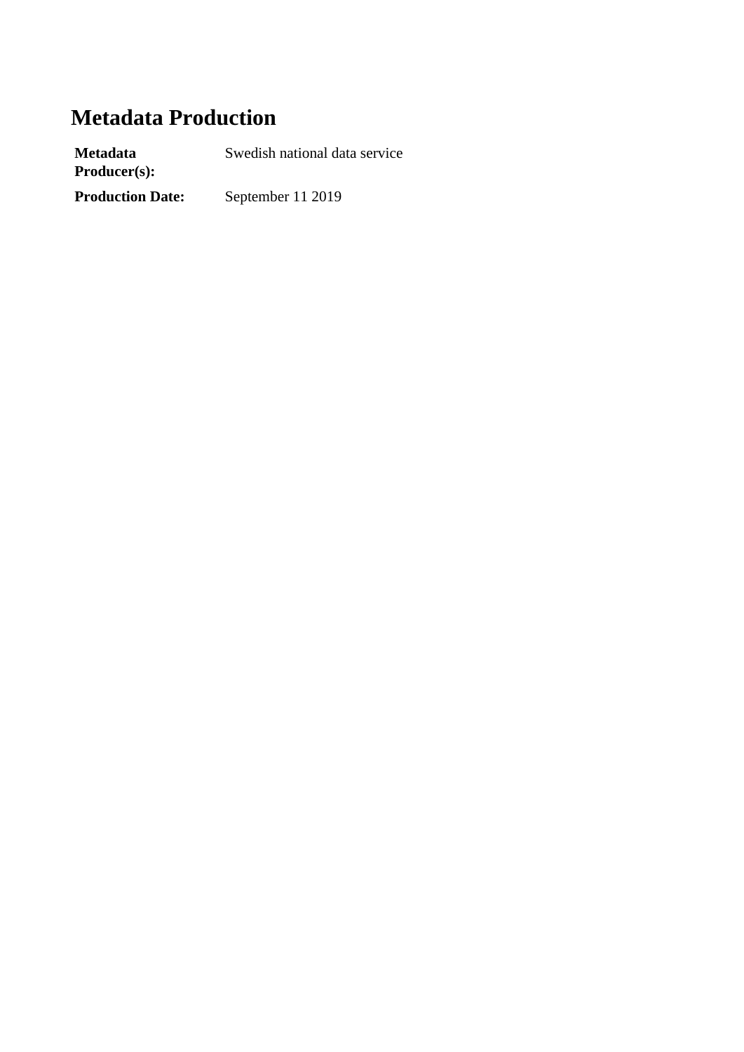# Metadata Production

| | |
|---|---|
| **Metadata Producer(s):** | Swedish national data service |
| **Production Date:** | September 11 2019 |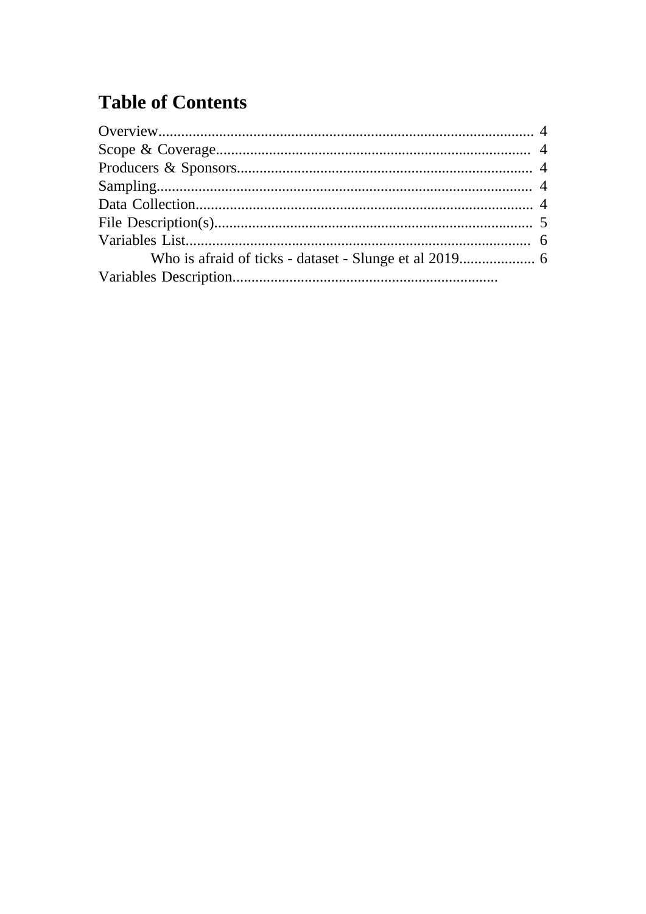# Table of Contents

Overview........................................................................................... 4
Scope & Coverage.................................................................................. 4
Producers & Sponsors............................................................................. 4
Sampling.............................................................................................. 4
Data Collection...................................................................................... 4
File Description(s).................................................................................. 5
Variables List......................................................................................... 6
    Who is afraid of ticks - dataset - Slunge et al 2019.................... 6
Variables Description.....................................................................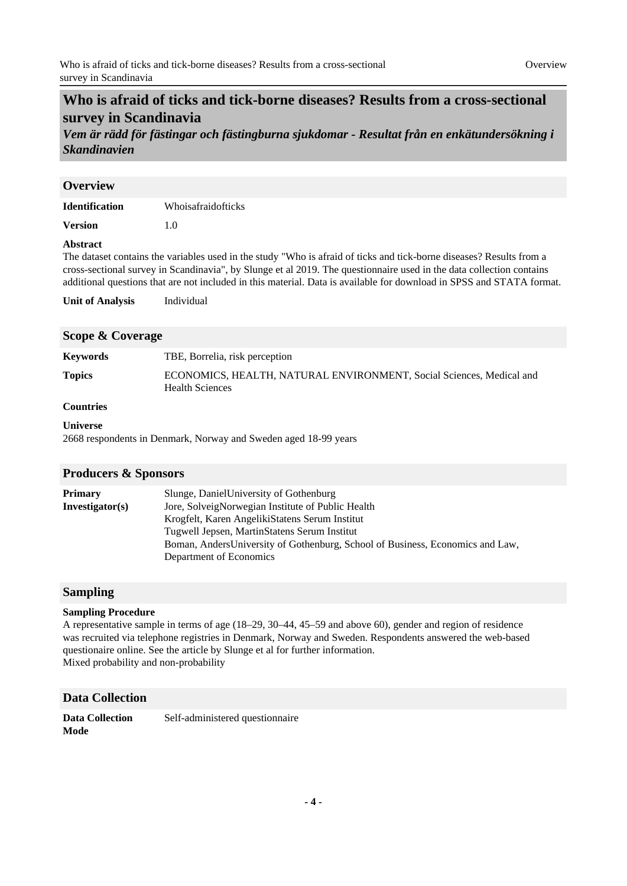# Who is afraid of ticks and tick-borne diseases? Results from a cross-sectional survey in Scandinavia

*Vem är rädd för fästingar och fästingburna sjukdomar - Resultat från en enkätundersökning i Skandinavien*

## Overview

**Identification** Whoisafraidofticks

**Version** 1.0

**Abstract**

The dataset contains the variables used in the study "Who is afraid of ticks and tick-borne diseases? Results from a cross-sectional survey in Scandinavia", by Slunge et al 2019. The questionnaire used in the data collection contains additional questions that are not included in this material. Data is available for download in SPSS and STATA format.

**Unit of Analysis** Individual

## Scope & Coverage

**Keywords** TBE, Borrelia, risk perception

**Topics** ECONOMICS, HEALTH, NATURAL ENVIRONMENT, Social Sciences, Medical and Health Sciences

**Countries**

**Universe**

2668 respondents in Denmark, Norway and Sweden aged 18-99 years

## Producers & Sponsors

**Primary Investigator(s)**

Slunge, DanielUniversity of Gothenburg
Jore, SolveigNorwegian Institute of Public Health
Krogfelt, Karen AngelikiStatens Serum Institut
Tugwell Jepsen, MartinStatens Serum Institut
Boman, AndersUniversity of Gothenburg, School of Business, Economics and Law, Department of Economics

## Sampling

**Sampling Procedure**

A representative sample in terms of age (18–29, 30–44, 45–59 and above 60), gender and region of residence was recruited via telephone registries in Denmark, Norway and Sweden. Respondents answered the web-based questionaire online. See the article by Slunge et al for further information.
Mixed probability and non-probability

## Data Collection

**Data Collection Mode** Self-administered questionnaire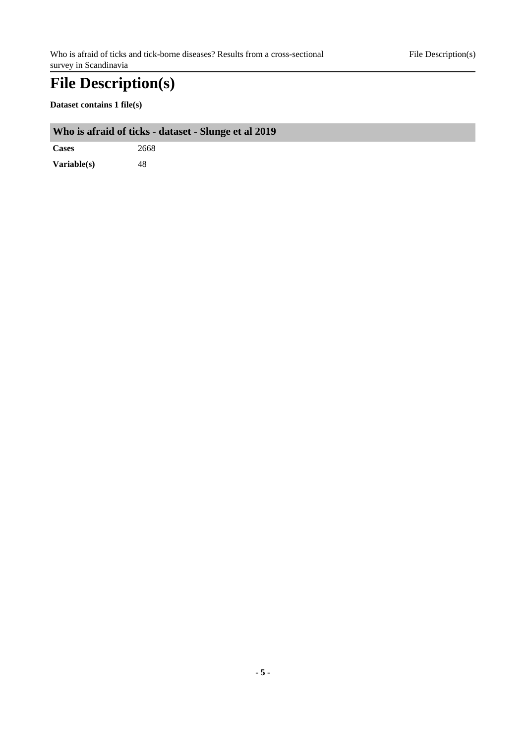# File Description(s)

**Dataset contains 1 file(s)**

## Who is afraid of ticks - dataset - Slunge et al 2019

| | |
|---|---|
| **Cases** | 2668 |
| **Variable(s)** | 48 |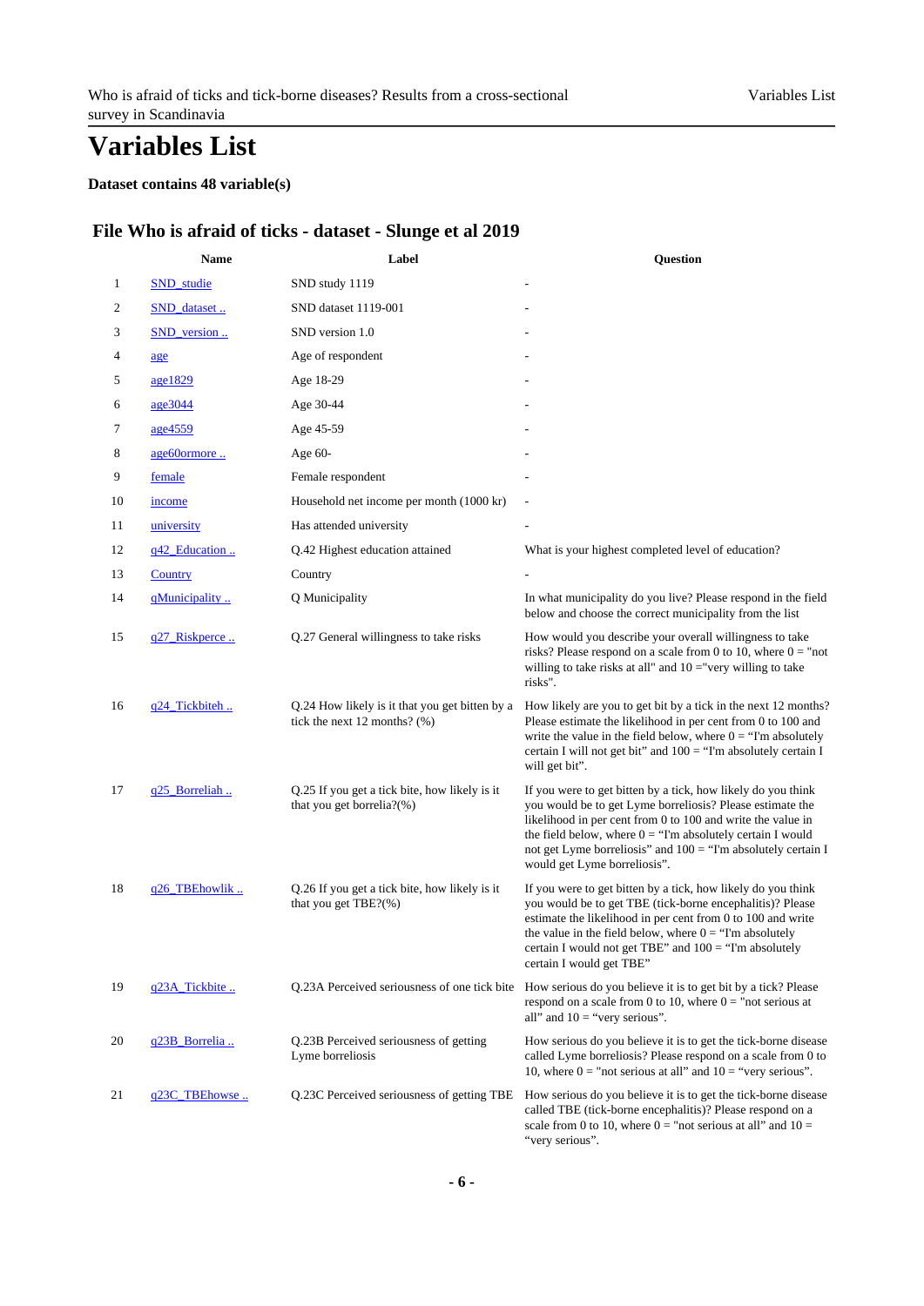# Variables List

**Dataset contains 48 variable(s)**

## File Who is afraid of ticks - dataset - Slunge et al 2019

| | Name | Label | Question |
|---|---|---|---|
| 1 | SND_studie | SND study 1119 | - |
| 2 | SND_dataset .. | SND dataset 1119-001 | - |
| 3 | SND_version .. | SND version 1.0 | - |
| 4 | age | Age of respondent | - |
| 5 | age1829 | Age 18-29 | - |
| 6 | age3044 | Age 30-44 | - |
| 7 | age4559 | Age 45-59 | - |
| 8 | age60ormore .. | Age 60- | - |
| 9 | female | Female respondent | - |
| 10 | income | Household net income per month (1000 kr) | - |
| 11 | university | Has attended university | - |
| 12 | q42_Education .. | Q.42 Highest education attained | What is your highest completed level of education? |
| 13 | Country | Country | - |
| 14 | qMunicipality .. | Q Municipality | In what municipality do you live? Please respond in the field below and choose the correct municipality from the list |
| 15 | q27_Riskperce .. | Q.27 General willingness to take risks | How would you describe your overall willingness to take risks? Please respond on a scale from 0 to 10, where 0 = "not willing to take risks at all" and 10 ="very willing to take risks". |
| 16 | q24_Tickbiteh .. | Q.24 How likely is it that you get bitten by a tick the next 12 months? (%) | How likely are you to get bit by a tick in the next 12 months? Please estimate the likelihood in per cent from 0 to 100 and write the value in the field below, where 0 = "I'm absolutely certain I will not get bit" and 100 = "I'm absolutely certain I will get bit". |
| 17 | q25_Borreliah .. | Q.25 If you get a tick bite, how likely is it that you get borrelia?(%) | If you were to get bitten by a tick, how likely do you think you would be to get Lyme borreliosis? Please estimate the likelihood in per cent from 0 to 100 and write the value in the field below, where 0 = "I'm absolutely certain I would not get Lyme borreliosis" and 100 = "I'm absolutely certain I would get Lyme borreliosis". |
| 18 | q26_TBEhowlik .. | Q.26 If you get a tick bite, how likely is it that you get TBE?(%) | If you were to get bitten by a tick, how likely do you think you would be to get TBE (tick-borne encephalitis)? Please estimate the likelihood in per cent from 0 to 100 and write the value in the field below, where 0 = "I'm absolutely certain I would not get TBE" and 100 = "I'm absolutely certain I would get TBE" |
| 19 | q23A_Tickbite .. | Q.23A Perceived seriousness of one tick bite | How serious do you believe it is to get bit by a tick? Please respond on a scale from 0 to 10, where 0 = "not serious at all" and 10 = "very serious". |
| 20 | q23B_Borrelia .. | Q.23B Perceived seriousness of getting Lyme borreliosis | How serious do you believe it is to get the tick-borne disease called Lyme borreliosis? Please respond on a scale from 0 to 10, where 0 = "not serious at all" and 10 = "very serious". |
| 21 | q23C_TBEhowse .. | Q.23C Perceived seriousness of getting TBE | How serious do you believe it is to get the tick-borne disease called TBE (tick-borne encephalitis)? Please respond on a scale from 0 to 10, where 0 = "not serious at all" and 10 = "very serious". |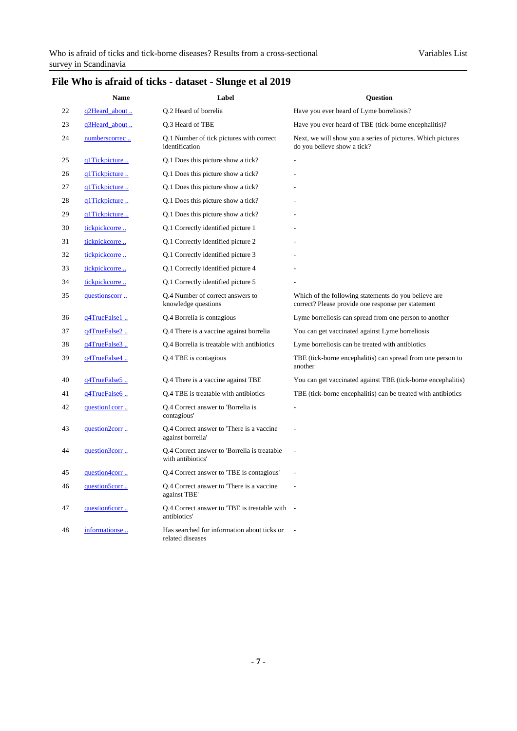## File Who is afraid of ticks - dataset - Slunge et al 2019

| | Name | Label | Question |
|---|---|---|---|
| 22 | q2Heard_about .. | Q.2 Heard of borrelia | Have you ever heard of Lyme borreliosis? |
| 23 | q3Heard_about .. | Q.3 Heard of TBE | Have you ever heard of TBE (tick-borne encephalitis)? |
| 24 | numberscorrec .. | Q.1 Number of tick pictures with correct identification | Next, we will show you a series of pictures. Which pictures do you believe show a tick? |
| 25 | q1Tickpicture .. | Q.1 Does this picture show a tick? | - |
| 26 | q1Tickpicture .. | Q.1 Does this picture show a tick? | - |
| 27 | q1Tickpicture .. | Q.1 Does this picture show a tick? | - |
| 28 | q1Tickpicture .. | Q.1 Does this picture show a tick? | - |
| 29 | q1Tickpicture .. | Q.1 Does this picture show a tick? | - |
| 30 | tickpickcorre .. | Q.1 Correctly identified picture 1 | - |
| 31 | tickpickcorre .. | Q.1 Correctly identified picture 2 | - |
| 32 | tickpickcorre .. | Q.1 Correctly identified picture 3 | - |
| 33 | tickpickcorre .. | Q.1 Correctly identified picture 4 | - |
| 34 | tickpickcorre .. | Q.1 Correctly identified picture 5 | - |
| 35 | questionscorr .. | Q.4 Number of correct answers to knowledge questions | Which of the following statements do you believe are correct? Please provide one response per statement |
| 36 | q4TrueFalse1 .. | Q.4 Borrelia is contagious | Lyme borreliosis can spread from one person to another |
| 37 | q4TrueFalse2 .. | Q.4 There is a vaccine against borrelia | You can get vaccinated against Lyme borreliosis |
| 38 | q4TrueFalse3 .. | Q.4 Borrelia is treatable with antibiotics | Lyme borreliosis can be treated with antibiotics |
| 39 | q4TrueFalse4 .. | Q.4 TBE is contagious | TBE (tick-borne encephalitis) can spread from one person to another |
| 40 | q4TrueFalse5 .. | Q.4 There is a vaccine against TBE | You can get vaccinated against TBE (tick-borne encephalitis) |
| 41 | q4TrueFalse6 .. | Q.4 TBE is treatable with antibiotics | TBE (tick-borne encephalitis) can be treated with antibiotics |
| 42 | question1corr .. | Q.4 Correct answer to 'Borrelia is contagious' | - |
| 43 | question2corr .. | Q.4 Correct answer to 'There is a vaccine against borrelia' | - |
| 44 | question3corr .. | Q.4 Correct answer to 'Borrelia is treatable with antibiotics' | - |
| 45 | question4corr .. | Q.4 Correct answer to 'TBE is contagious' | - |
| 46 | question5corr .. | Q.4 Correct answer to 'There is a vaccine against TBE' | - |
| 47 | question6corr .. | Q.4 Correct answer to 'TBE is treatable with antibiotics' | - |
| 48 | informationse .. | Has searched for information about ticks or related diseases | - |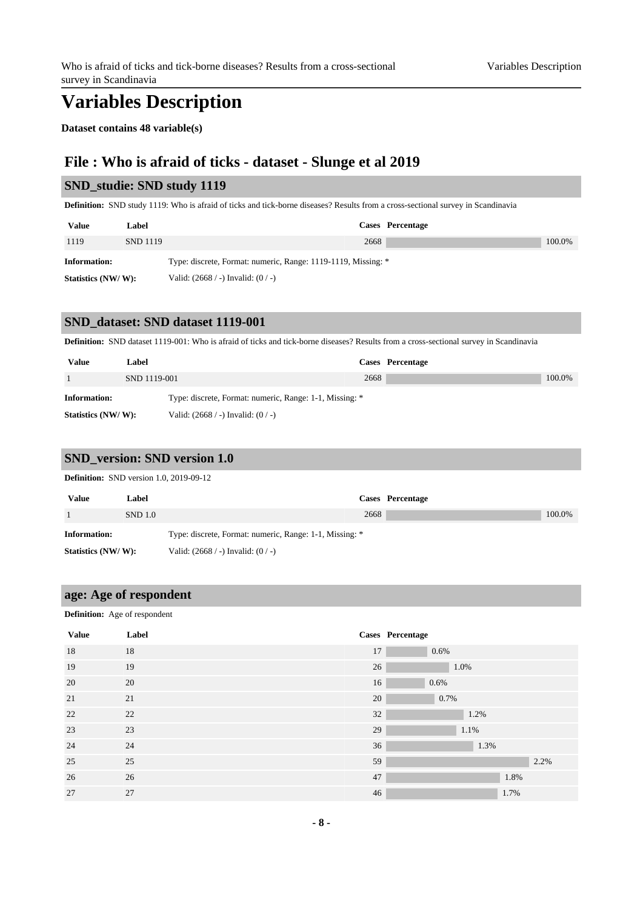# Variables Description

**Dataset contains 48 variable(s)**

## File : Who is afraid of ticks - dataset - Slunge et al 2019

### SND_studie: SND study 1119

**Definition:** SND study 1119: Who is afraid of ticks and tick-borne diseases? Results from a cross-sectional survey in Scandinavia

| Value | Label | Cases | Percentage |
|---|---|---|---|
| 1119 | SND 1119 | 2668 | 100.0% |

**Information:** Type: discrete, Format: numeric, Range: 1119-1119, Missing: *

**Statistics (NW/ W):** Valid: (2668 / -) Invalid: (0 / -)

### SND_dataset: SND dataset 1119-001

**Definition:** SND dataset 1119-001: Who is afraid of ticks and tick-borne diseases? Results from a cross-sectional survey in Scandinavia

| Value | Label | Cases | Percentage |
|---|---|---|---|
| 1 | SND 1119-001 | 2668 | 100.0% |

**Information:** Type: discrete, Format: numeric, Range: 1-1, Missing: *

**Statistics (NW/ W):** Valid: (2668 / -) Invalid: (0 / -)

### SND_version: SND version 1.0

**Definition:** SND version 1.0, 2019-09-12

| Value | Label | Cases | Percentage |
|---|---|---|---|
| 1 | SND 1.0 | 2668 | 100.0% |

**Information:** Type: discrete, Format: numeric, Range: 1-1, Missing: *

**Statistics (NW/ W):** Valid: (2668 / -) Invalid: (0 / -)

### age: Age of respondent

**Definition:** Age of respondent

| Value | Label | Cases | Percentage |
|---|---|---|---|
| 18 | 18 | 17 | 0.6% |
| 19 | 19 | 26 | 1.0% |
| 20 | 20 | 16 | 0.6% |
| 21 | 21 | 20 | 0.7% |
| 22 | 22 | 32 | 1.2% |
| 23 | 23 | 29 | 1.1% |
| 24 | 24 | 36 | 1.3% |
| 25 | 25 | 59 | 2.2% |
| 26 | 26 | 47 | 1.8% |
| 27 | 27 | 46 | 1.7% |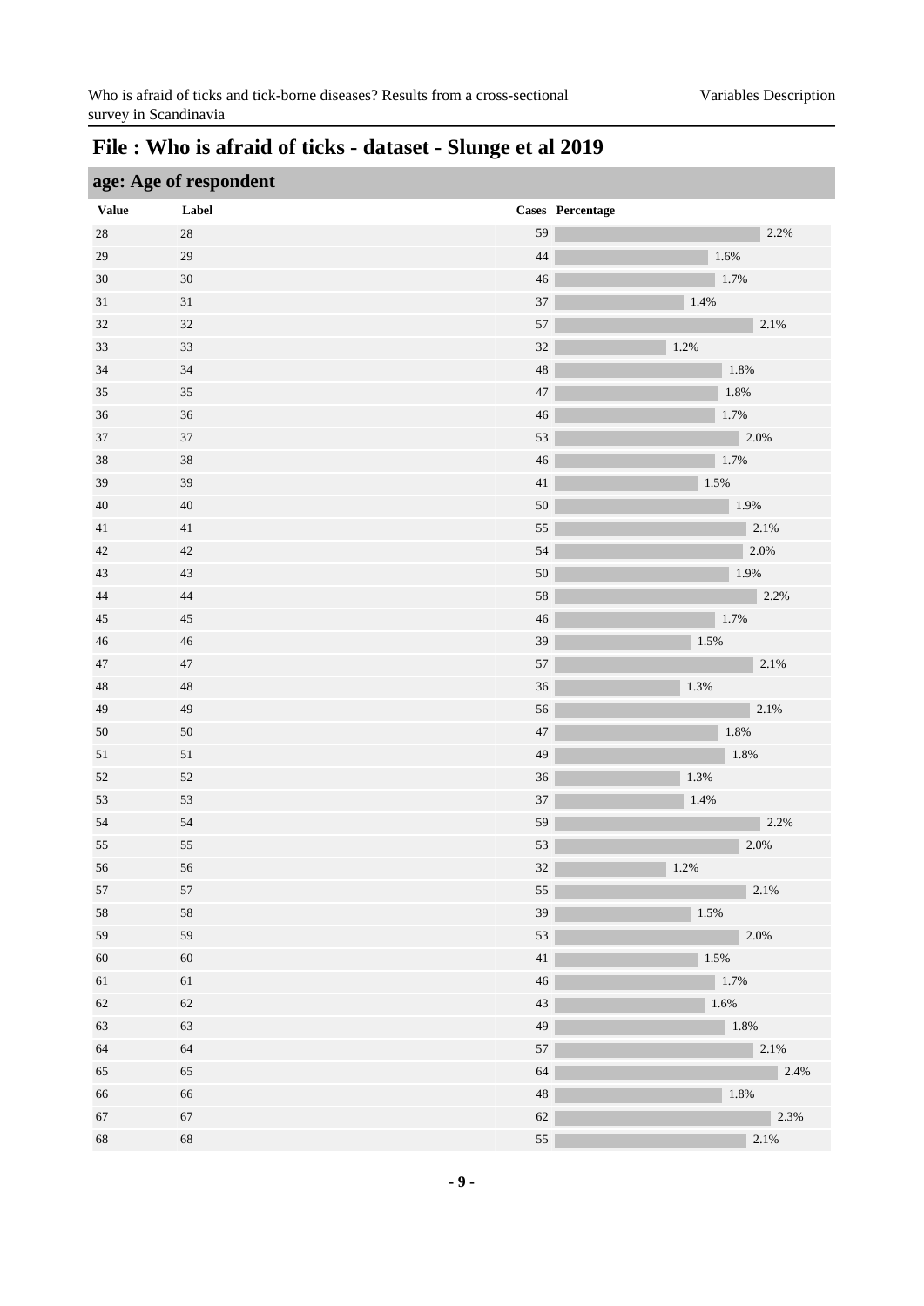# File : Who is afraid of ticks - dataset - Slunge et al 2019

## age: Age of respondent

| Value | Label | Cases | Percentage |
|---|---|---|---|
| 28 | 28 | 59 | 2.2% |
| 29 | 29 | 44 | 1.6% |
| 30 | 30 | 46 | 1.7% |
| 31 | 31 | 37 | 1.4% |
| 32 | 32 | 57 | 2.1% |
| 33 | 33 | 32 | 1.2% |
| 34 | 34 | 48 | 1.8% |
| 35 | 35 | 47 | 1.8% |
| 36 | 36 | 46 | 1.7% |
| 37 | 37 | 53 | 2.0% |
| 38 | 38 | 46 | 1.7% |
| 39 | 39 | 41 | 1.5% |
| 40 | 40 | 50 | 1.9% |
| 41 | 41 | 55 | 2.1% |
| 42 | 42 | 54 | 2.0% |
| 43 | 43 | 50 | 1.9% |
| 44 | 44 | 58 | 2.2% |
| 45 | 45 | 46 | 1.7% |
| 46 | 46 | 39 | 1.5% |
| 47 | 47 | 57 | 2.1% |
| 48 | 48 | 36 | 1.3% |
| 49 | 49 | 56 | 2.1% |
| 50 | 50 | 47 | 1.8% |
| 51 | 51 | 49 | 1.8% |
| 52 | 52 | 36 | 1.3% |
| 53 | 53 | 37 | 1.4% |
| 54 | 54 | 59 | 2.2% |
| 55 | 55 | 53 | 2.0% |
| 56 | 56 | 32 | 1.2% |
| 57 | 57 | 55 | 2.1% |
| 58 | 58 | 39 | 1.5% |
| 59 | 59 | 53 | 2.0% |
| 60 | 60 | 41 | 1.5% |
| 61 | 61 | 46 | 1.7% |
| 62 | 62 | 43 | 1.6% |
| 63 | 63 | 49 | 1.8% |
| 64 | 64 | 57 | 2.1% |
| 65 | 65 | 64 | 2.4% |
| 66 | 66 | 48 | 1.8% |
| 67 | 67 | 62 | 2.3% |
| 68 | 68 | 55 | 2.1% |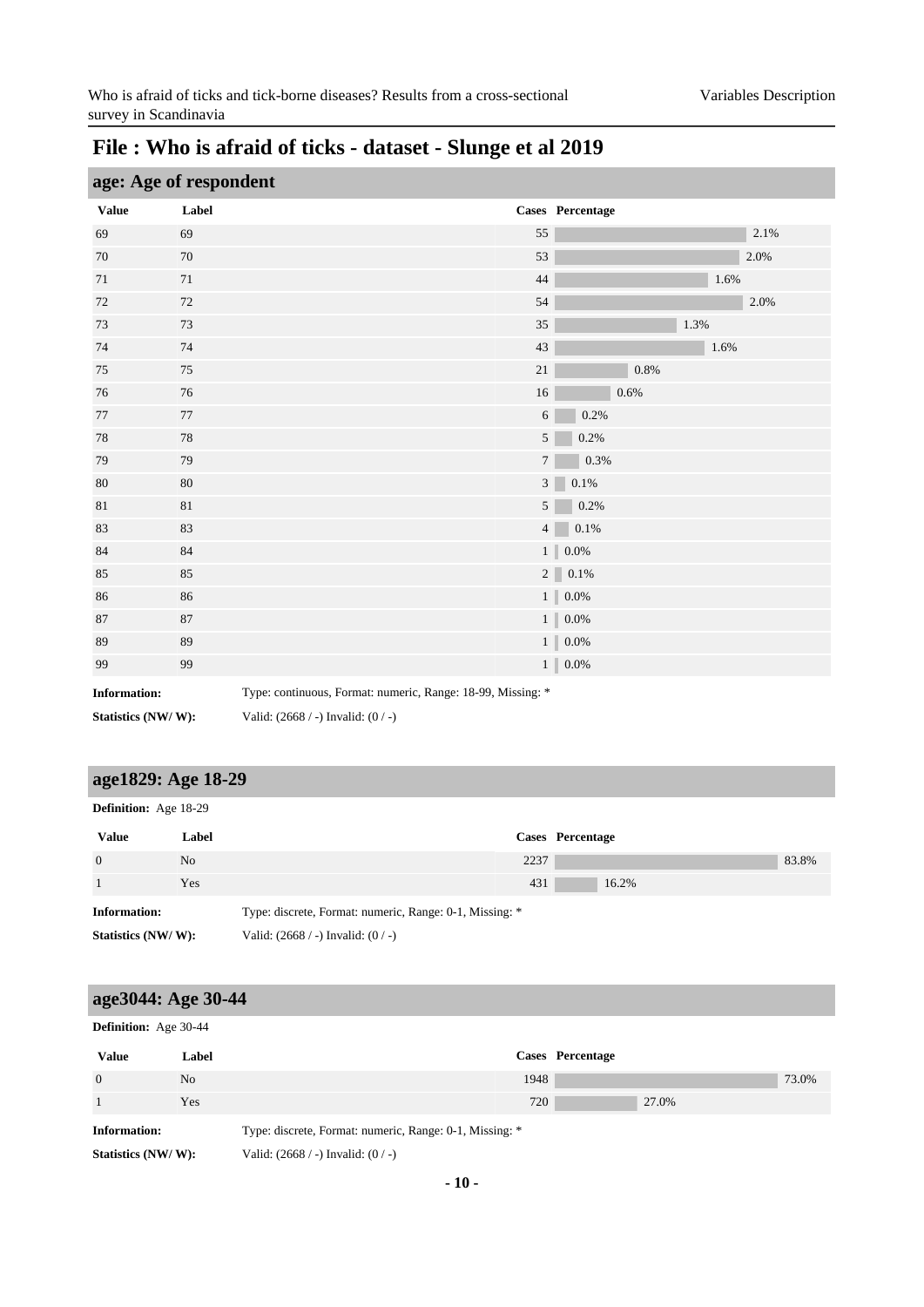# File : Who is afraid of ticks - dataset - Slunge et al 2019

## age: Age of respondent

| Value | Label | Cases | Percentage |
| --- | --- | --- | --- |
| 69 | 69 | 55 | 2.1% |
| 70 | 70 | 53 | 2.0% |
| 71 | 71 | 44 | 1.6% |
| 72 | 72 | 54 | 2.0% |
| 73 | 73 | 35 | 1.3% |
| 74 | 74 | 43 | 1.6% |
| 75 | 75 | 21 | 0.8% |
| 76 | 76 | 16 | 0.6% |
| 77 | 77 | 6 | 0.2% |
| 78 | 78 | 5 | 0.2% |
| 79 | 79 | 7 | 0.3% |
| 80 | 80 | 3 | 0.1% |
| 81 | 81 | 5 | 0.2% |
| 83 | 83 | 4 | 0.1% |
| 84 | 84 | 1 | 0.0% |
| 85 | 85 | 2 | 0.1% |
| 86 | 86 | 1 | 0.0% |
| 87 | 87 | 1 | 0.0% |
| 89 | 89 | 1 | 0.0% |
| 99 | 99 | 1 | 0.0% |

**Information:** Type: continuous, Format: numeric, Range: 18-99, Missing: *

**Statistics (NW/ W):** Valid: (2668 / -) Invalid: (0 / -)

## age1829: Age 18-29

**Definition:** Age 18-29

| Value | Label | Cases | Percentage |
| --- | --- | --- | --- |
| 0 | No | 2237 | 83.8% |
| 1 | Yes | 431 | 16.2% |

**Information:** Type: discrete, Format: numeric, Range: 0-1, Missing: *

**Statistics (NW/ W):** Valid: (2668 / -) Invalid: (0 / -)

## age3044: Age 30-44

**Definition:** Age 30-44

| Value | Label | Cases | Percentage |
| --- | --- | --- | --- |
| 0 | No | 1948 | 73.0% |
| 1 | Yes | 720 | 27.0% |

**Information:** Type: discrete, Format: numeric, Range: 0-1, Missing: *

**Statistics (NW/ W):** Valid: (2668 / -) Invalid: (0 / -)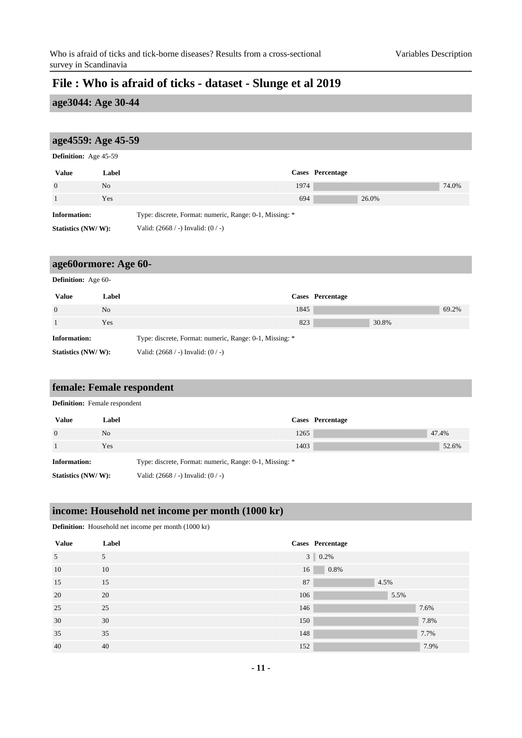# File : Who is afraid of ticks - dataset - Slunge et al 2019

## age3044: Age 30-44

## age4559: Age 45-59

**Definition:** Age 45-59

| Value | Label | Cases | Percentage |
|---|---|---|---|
| 0 | No | 1974 | 74.0% |
| 1 | Yes | 694 | 26.0% |

**Information:** Type: discrete, Format: numeric, Range: 0-1, Missing: *

**Statistics (NW/ W):** Valid: (2668 / -) Invalid: (0 / -)

## age60ormore: Age 60-

**Definition:** Age 60-

| Value | Label | Cases | Percentage |
|---|---|---|---|
| 0 | No | 1845 | 69.2% |
| 1 | Yes | 823 | 30.8% |

**Information:** Type: discrete, Format: numeric, Range: 0-1, Missing: *

**Statistics (NW/ W):** Valid: (2668 / -) Invalid: (0 / -)

## female: Female respondent

**Definition:** Female respondent

| Value | Label | Cases | Percentage |
|---|---|---|---|
| 0 | No | 1265 | 47.4% |
| 1 | Yes | 1403 | 52.6% |

**Information:** Type: discrete, Format: numeric, Range: 0-1, Missing: *

**Statistics (NW/ W):** Valid: (2668 / -) Invalid: (0 / -)

## income: Household net income per month (1000 kr)

**Definition:** Household net income per month (1000 kr)

| Value | Label | Cases | Percentage |
|---|---|---|---|
| 5 | 5 | 3 | 0.2% |
| 10 | 10 | 16 | 0.8% |
| 15 | 15 | 87 | 4.5% |
| 20 | 20 | 106 | 5.5% |
| 25 | 25 | 146 | 7.6% |
| 30 | 30 | 150 | 7.8% |
| 35 | 35 | 148 | 7.7% |
| 40 | 40 | 152 | 7.9% |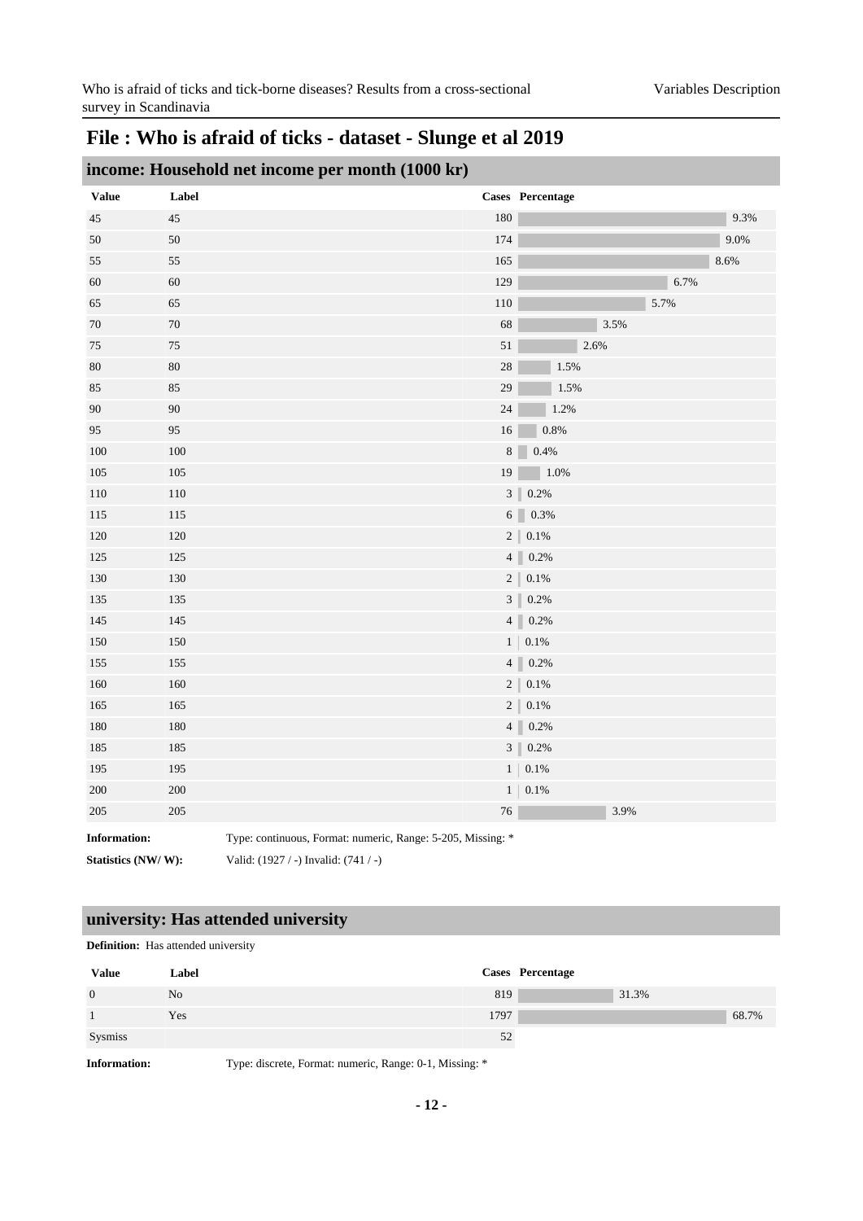# File : Who is afraid of ticks - dataset - Slunge et al 2019

## income: Household net income per month (1000 kr)

| Value | Label | Cases | Percentage |
|---|---|---|---|
| 45 | 45 | 180 | 9.3% |
| 50 | 50 | 174 | 9.0% |
| 55 | 55 | 165 | 8.6% |
| 60 | 60 | 129 | 6.7% |
| 65 | 65 | 110 | 5.7% |
| 70 | 70 | 68 | 3.5% |
| 75 | 75 | 51 | 2.6% |
| 80 | 80 | 28 | 1.5% |
| 85 | 85 | 29 | 1.5% |
| 90 | 90 | 24 | 1.2% |
| 95 | 95 | 16 | 0.8% |
| 100 | 100 | 8 | 0.4% |
| 105 | 105 | 19 | 1.0% |
| 110 | 110 | 3 | 0.2% |
| 115 | 115 | 6 | 0.3% |
| 120 | 120 | 2 | 0.1% |
| 125 | 125 | 4 | 0.2% |
| 130 | 130 | 2 | 0.1% |
| 135 | 135 | 3 | 0.2% |
| 145 | 145 | 4 | 0.2% |
| 150 | 150 | 1 | 0.1% |
| 155 | 155 | 4 | 0.2% |
| 160 | 160 | 2 | 0.1% |
| 165 | 165 | 2 | 0.1% |
| 180 | 180 | 4 | 0.2% |
| 185 | 185 | 3 | 0.2% |
| 195 | 195 | 1 | 0.1% |
| 200 | 200 | 1 | 0.1% |
| 205 | 205 | 76 | 3.9% |

**Information:** Type: continuous, Format: numeric, Range: 5-205, Missing: *

**Statistics (NW/ W):** Valid: (1927 / -) Invalid: (741 / -)

## university: Has attended university

**Definition:** Has attended university

| Value | Label | Cases | Percentage |
|---|---|---|---|
| 0 | No | 819 | 31.3% |
| 1 | Yes | 1797 | 68.7% |
| Sysmiss | | 52 | |

**Information:** Type: discrete, Format: numeric, Range: 0-1, Missing: *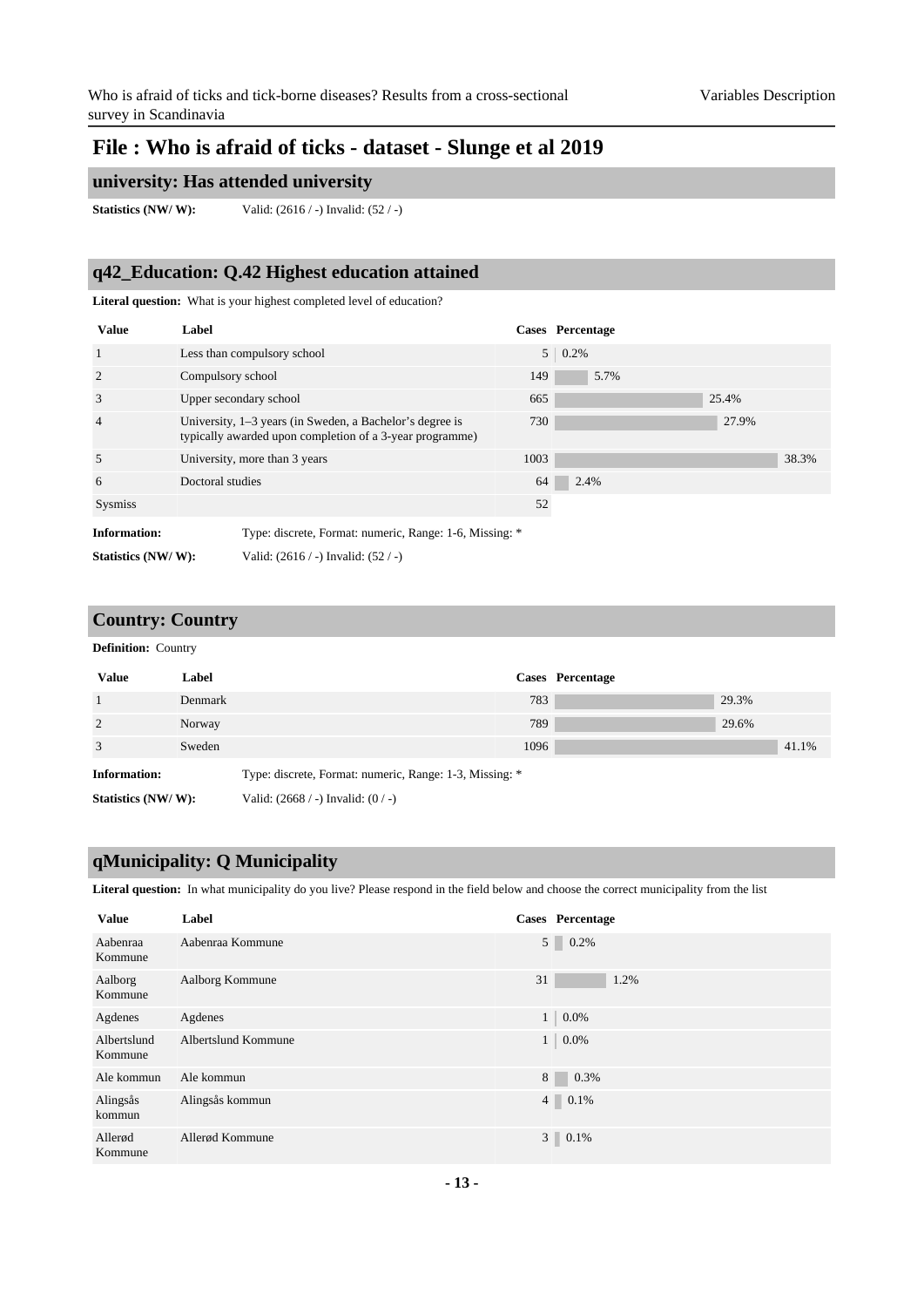# File : Who is afraid of ticks - dataset - Slunge et al 2019

## university: Has attended university

**Statistics (NW/ W):** Valid: (2616 / -) Invalid: (52 / -)

## q42_Education: Q.42 Highest education attained

**Literal question:** What is your highest completed level of education?

| Value | Label | Cases | Percentage |
|---|---|---|---|
| 1 | Less than compulsory school | 5 | 0.2% |
| 2 | Compulsory school | 149 | 5.7% |
| 3 | Upper secondary school | 665 | 25.4% |
| 4 | University, 1–3 years (in Sweden, a Bachelor's degree is typically awarded upon completion of a 3-year programme) | 730 | 27.9% |
| 5 | University, more than 3 years | 1003 | 38.3% |
| 6 | Doctoral studies | 64 | 2.4% |
| Sysmiss | | 52 | |

**Information:** Type: discrete, Format: numeric, Range: 1-6, Missing: *

**Statistics (NW/ W):** Valid: (2616 / -) Invalid: (52 / -)

## Country: Country

**Definition:** Country

| Value | Label | Cases | Percentage |
|---|---|---|---|
| 1 | Denmark | 783 | 29.3% |
| 2 | Norway | 789 | 29.6% |
| 3 | Sweden | 1096 | 41.1% |

**Information:** Type: discrete, Format: numeric, Range: 1-3, Missing: *

**Statistics (NW/ W):** Valid: (2668 / -) Invalid: (0 / -)

## qMunicipality: Q Municipality

**Literal question:** In what municipality do you live? Please respond in the field below and choose the correct municipality from the list

| Value | Label | Cases | Percentage |
|---|---|---|---|
| Aabenraa Kommune | Aabenraa Kommune | 5 | 0.2% |
| Aalborg Kommune | Aalborg Kommune | 31 | 1.2% |
| Agdenes | Agdenes | 1 | 0.0% |
| Albertslund Kommune | Albertslund Kommune | 1 | 0.0% |
| Ale kommun | Ale kommun | 8 | 0.3% |
| Alingsås kommun | Alingsås kommun | 4 | 0.1% |
| Allerød Kommune | Allerød Kommune | 3 | 0.1% |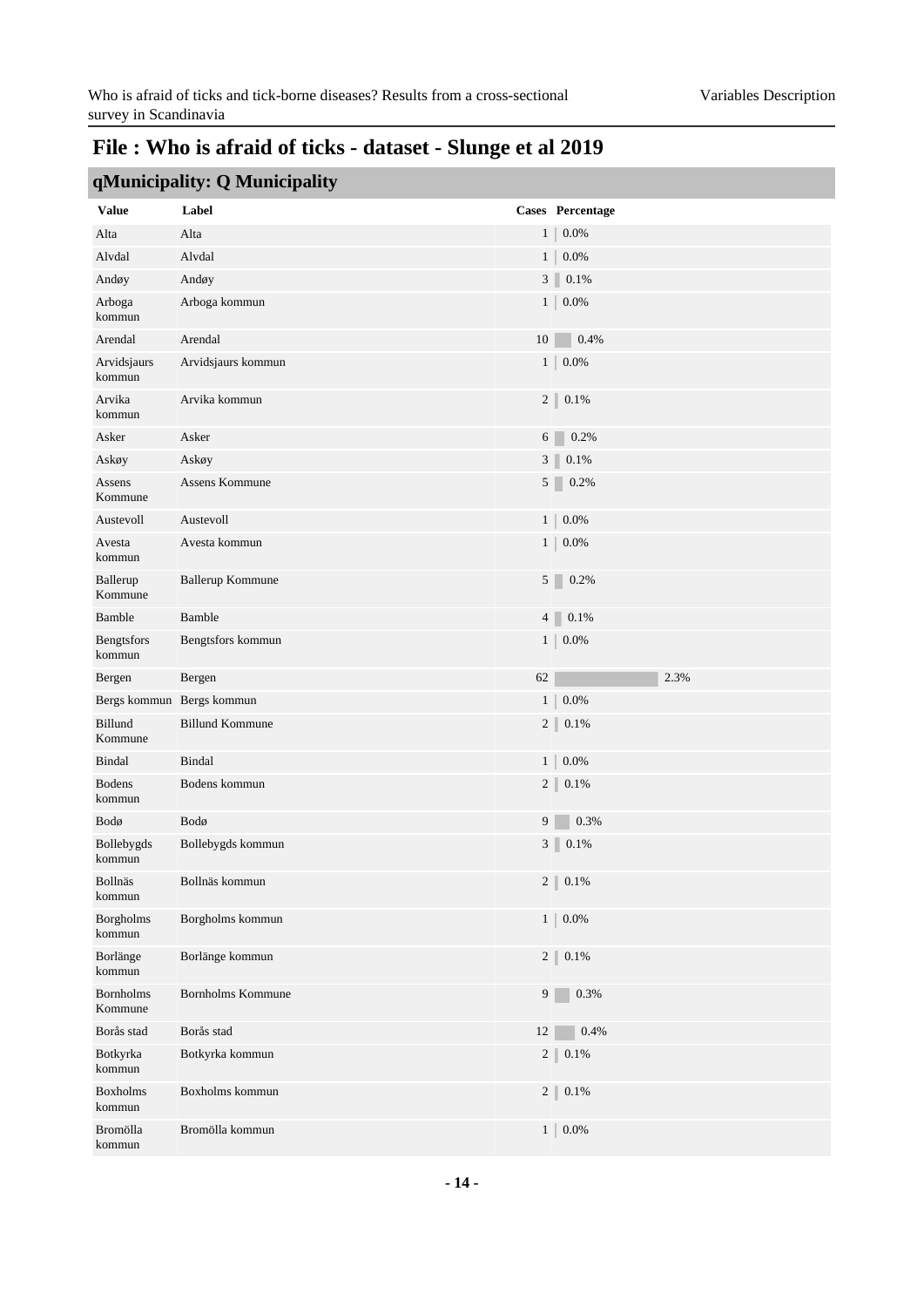# File : Who is afraid of ticks - dataset - Slunge et al 2019

## qMunicipality: Q Municipality

| Value | Label | Cases | Percentage |
|---|---|---|---|
| Alta | Alta | 1 | 0.0% |
| Alvdal | Alvdal | 1 | 0.0% |
| Andøy | Andøy | 3 | 0.1% |
| Arboga kommun | Arboga kommun | 1 | 0.0% |
| Arendal | Arendal | 10 | 0.4% |
| Arvidsjaurs kommun | Arvidsjaurs kommun | 1 | 0.0% |
| Arvika kommun | Arvika kommun | 2 | 0.1% |
| Asker | Asker | 6 | 0.2% |
| Askøy | Askøy | 3 | 0.1% |
| Assens Kommune | Assens Kommune | 5 | 0.2% |
| Austevoll | Austevoll | 1 | 0.0% |
| Avesta kommun | Avesta kommun | 1 | 0.0% |
| Ballerup Kommune | Ballerup Kommune | 5 | 0.2% |
| Bamble | Bamble | 4 | 0.1% |
| Bengtsfors kommun | Bengtsfors kommun | 1 | 0.0% |
| Bergen | Bergen | 62 | 2.3% |
| Bergs kommun | Bergs kommun | 1 | 0.0% |
| Billund Kommune | Billund Kommune | 2 | 0.1% |
| Bindal | Bindal | 1 | 0.0% |
| Bodens kommun | Bodens kommun | 2 | 0.1% |
| Bodø | Bodø | 9 | 0.3% |
| Bollebygds kommun | Bollebygds kommun | 3 | 0.1% |
| Bollnäs kommun | Bollnäs kommun | 2 | 0.1% |
| Borgholms kommun | Borgholms kommun | 1 | 0.0% |
| Borlänge kommun | Borlänge kommun | 2 | 0.1% |
| Bornholms Kommune | Bornholms Kommune | 9 | 0.3% |
| Borås stad | Borås stad | 12 | 0.4% |
| Botkyrka kommun | Botkyrka kommun | 2 | 0.1% |
| Boxholms kommun | Boxholms kommun | 2 | 0.1% |
| Bromölla kommun | Bromölla kommun | 1 | 0.0% |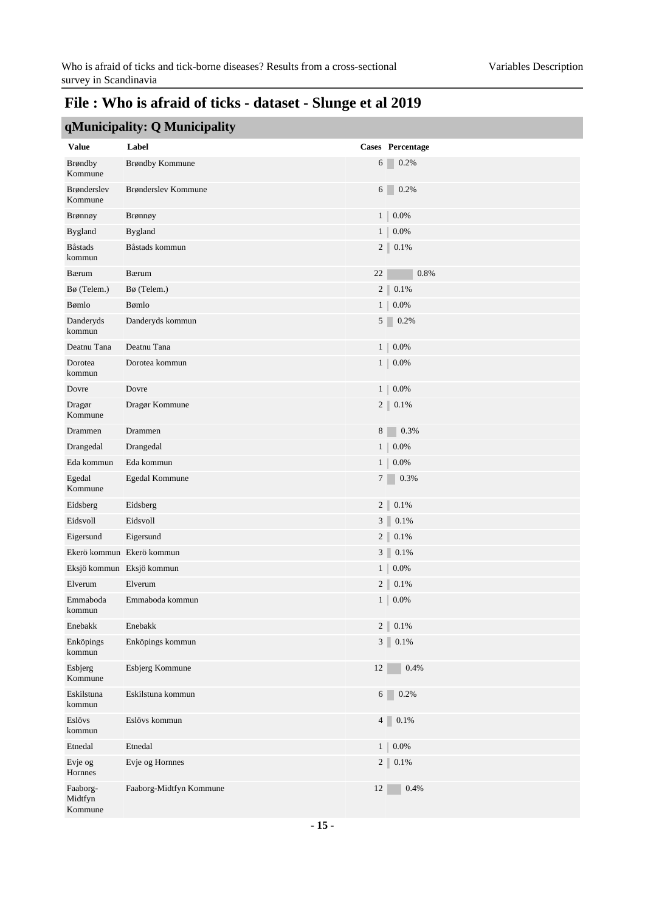# File : Who is afraid of ticks - dataset - Slunge et al 2019

## qMunicipality: Q Municipality

| Value | Label | Cases | Percentage |
|---|---|---|---|
| Brøndby Kommune | Brøndby Kommune | 6 | 0.2% |
| Brønderslev Kommune | Brønderslev Kommune | 6 | 0.2% |
| Brønnøy | Brønnøy | 1 | 0.0% |
| Bygland | Bygland | 1 | 0.0% |
| Båstads kommun | Båstads kommun | 2 | 0.1% |
| Bærum | Bærum | 22 | 0.8% |
| Bø (Telem.) | Bø (Telem.) | 2 | 0.1% |
| Bømlo | Bømlo | 1 | 0.0% |
| Danderyds kommun | Danderyds kommun | 5 | 0.2% |
| Deatnu Tana | Deatnu Tana | 1 | 0.0% |
| Dorotea kommun | Dorotea kommun | 1 | 0.0% |
| Dovre | Dovre | 1 | 0.0% |
| Dragør Kommune | Dragør Kommune | 2 | 0.1% |
| Drammen | Drammen | 8 | 0.3% |
| Drangedal | Drangedal | 1 | 0.0% |
| Eda kommun | Eda kommun | 1 | 0.0% |
| Egedal Kommune | Egedal Kommune | 7 | 0.3% |
| Eidsberg | Eidsberg | 2 | 0.1% |
| Eidsvoll | Eidsvoll | 3 | 0.1% |
| Eigersund | Eigersund | 2 | 0.1% |
| Ekerö kommun | Ekerö kommun | 3 | 0.1% |
| Eksjö kommun | Eksjö kommun | 1 | 0.0% |
| Elverum | Elverum | 2 | 0.1% |
| Emmaboda kommun | Emmaboda kommun | 1 | 0.0% |
| Enebakk | Enebakk | 2 | 0.1% |
| Enköpings kommun | Enköpings kommun | 3 | 0.1% |
| Esbjerg Kommune | Esbjerg Kommune | 12 | 0.4% |
| Eskilstuna kommun | Eskilstuna kommun | 6 | 0.2% |
| Eslövs kommun | Eslövs kommun | 4 | 0.1% |
| Etnedal | Etnedal | 1 | 0.0% |
| Evje og Hornnes | Evje og Hornnes | 2 | 0.1% |
| Faaborg-Midtfyn Kommune | Faaborg-Midtfyn Kommune | 12 | 0.4% |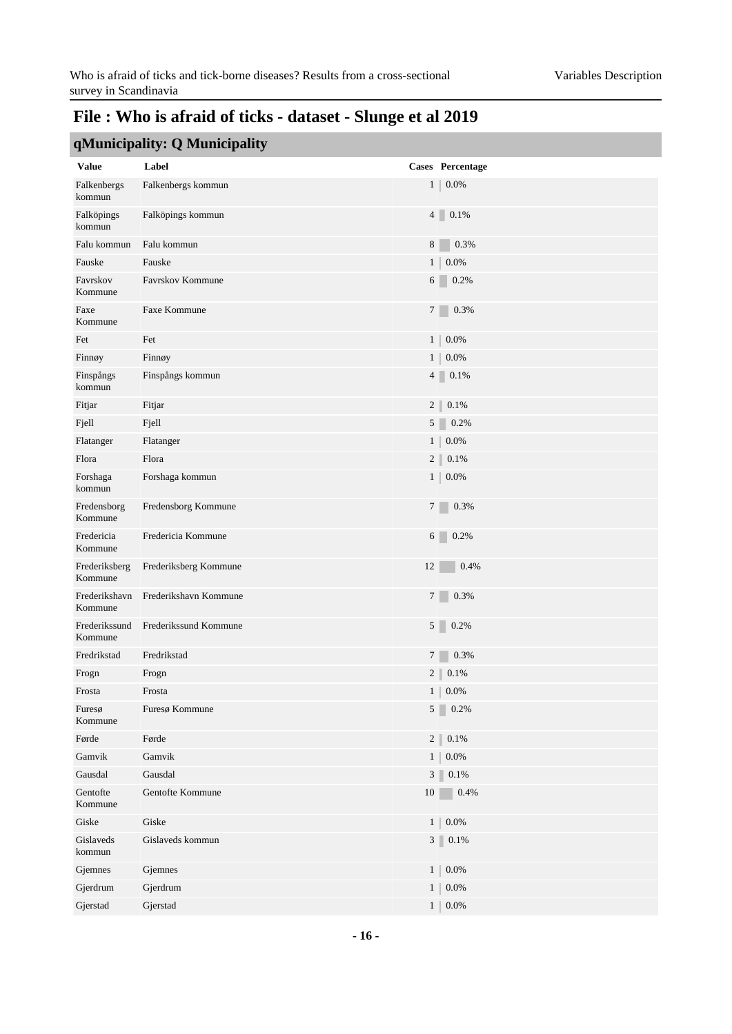# File : Who is afraid of ticks - dataset - Slunge et al 2019

## qMunicipality: Q Municipality

| Value | Label | Cases | Percentage |
|---|---|---|---|
| Falkenbergs kommun | Falkenbergs kommun | 1 | 0.0% |
| Falköpings kommun | Falköpings kommun | 4 | 0.1% |
| Falu kommun | Falu kommun | 8 | 0.3% |
| Fauske | Fauske | 1 | 0.0% |
| Favrskov Kommune | Favrskov Kommune | 6 | 0.2% |
| Faxe Kommune | Faxe Kommune | 7 | 0.3% |
| Fet | Fet | 1 | 0.0% |
| Finnøy | Finnøy | 1 | 0.0% |
| Finspångs kommun | Finspångs kommun | 4 | 0.1% |
| Fitjar | Fitjar | 2 | 0.1% |
| Fjell | Fjell | 5 | 0.2% |
| Flatanger | Flatanger | 1 | 0.0% |
| Flora | Flora | 2 | 0.1% |
| Forshaga kommun | Forshaga kommun | 1 | 0.0% |
| Fredensborg Kommune | Fredensborg Kommune | 7 | 0.3% |
| Fredericia Kommune | Fredericia Kommune | 6 | 0.2% |
| Frederiksberg Kommune | Frederiksberg Kommune | 12 | 0.4% |
| Frederikshavn Kommune | Frederikshavn Kommune | 7 | 0.3% |
| Frederikssund Kommune | Frederikssund Kommune | 5 | 0.2% |
| Fredrikstad | Fredrikstad | 7 | 0.3% |
| Frogn | Frogn | 2 | 0.1% |
| Frosta | Frosta | 1 | 0.0% |
| Furesø Kommune | Furesø Kommune | 5 | 0.2% |
| Førde | Førde | 2 | 0.1% |
| Gamvik | Gamvik | 1 | 0.0% |
| Gausdal | Gausdal | 3 | 0.1% |
| Gentofte Kommune | Gentofte Kommune | 10 | 0.4% |
| Giske | Giske | 1 | 0.0% |
| Gislaveds kommun | Gislaveds kommun | 3 | 0.1% |
| Gjemnes | Gjemnes | 1 | 0.0% |
| Gjerdrum | Gjerdrum | 1 | 0.0% |
| Gjerstad | Gjerstad | 1 | 0.0% |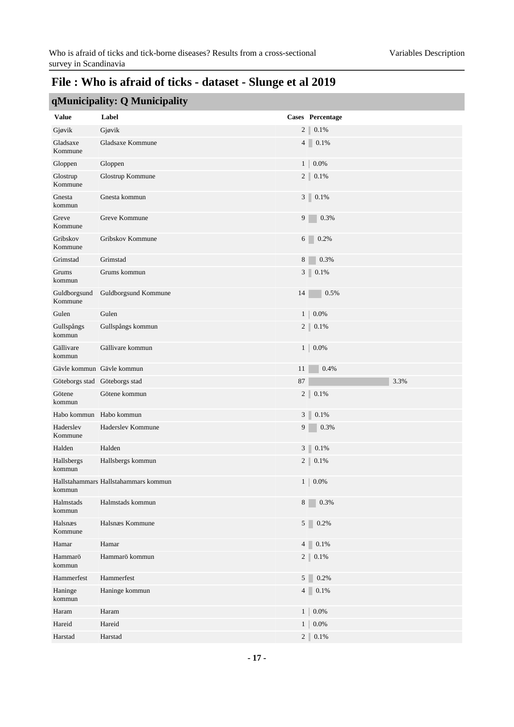# File : Who is afraid of ticks - dataset - Slunge et al 2019

## qMunicipality: Q Municipality

| Value | Label | Cases | Percentage |
|---|---|---|---|
| Gjøvik | Gjøvik | 2 | 0.1% |
| Gladsaxe Kommune | Gladsaxe Kommune | 4 | 0.1% |
| Gloppen | Gloppen | 1 | 0.0% |
| Glostrup Kommune | Glostrup Kommune | 2 | 0.1% |
| Gnesta kommun | Gnesta kommun | 3 | 0.1% |
| Greve Kommune | Greve Kommune | 9 | 0.3% |
| Gribskov Kommune | Gribskov Kommune | 6 | 0.2% |
| Grimstad | Grimstad | 8 | 0.3% |
| Grums kommun | Grums kommun | 3 | 0.1% |
| Guldborgsund Kommune | Guldborgsund Kommune | 14 | 0.5% |
| Gulen | Gulen | 1 | 0.0% |
| Gullspångs kommun | Gullspångs kommun | 2 | 0.1% |
| Gällivare kommun | Gällivare kommun | 1 | 0.0% |
| Gävle kommun | Gävle kommun | 11 | 0.4% |
| Göteborgs stad | Göteborgs stad | 87 | 3.3% |
| Götene kommun | Götene kommun | 2 | 0.1% |
| Habo kommun | Habo kommun | 3 | 0.1% |
| Haderslev Kommune | Haderslev Kommune | 9 | 0.3% |
| Halden | Halden | 3 | 0.1% |
| Hallsbergs kommun | Hallsbergs kommun | 2 | 0.1% |
| Hallstahammars kommun | Hallstahammars kommun | 1 | 0.0% |
| Halmstads kommun | Halmstads kommun | 8 | 0.3% |
| Halsnæs Kommune | Halsnæs Kommune | 5 | 0.2% |
| Hamar | Hamar | 4 | 0.1% |
| Hammarö kommun | Hammarö kommun | 2 | 0.1% |
| Hammerfest | Hammerfest | 5 | 0.2% |
| Haninge kommun | Haninge kommun | 4 | 0.1% |
| Haram | Haram | 1 | 0.0% |
| Hareid | Hareid | 1 | 0.0% |
| Harstad | Harstad | 2 | 0.1% |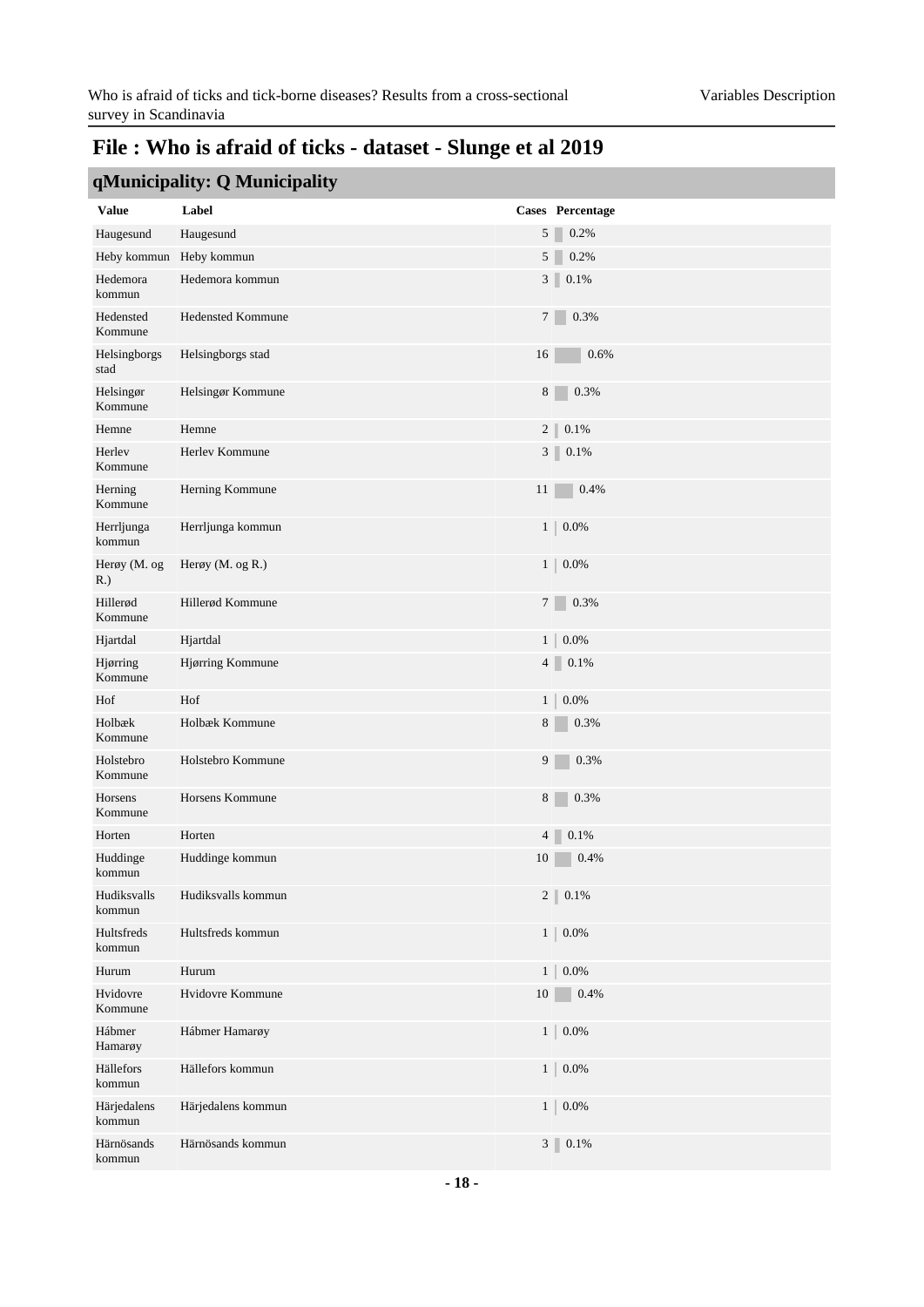# File : Who is afraid of ticks - dataset - Slunge et al 2019

## qMunicipality: Q Municipality

| Value | Label | Cases | Percentage |
|---|---|---|---|
| Haugesund | Haugesund | 5 | 0.2% |
| Heby kommun | Heby kommun | 5 | 0.2% |
| Hedemora kommun | Hedemora kommun | 3 | 0.1% |
| Hedensted Kommune | Hedensted Kommune | 7 | 0.3% |
| Helsingborgs stad | Helsingborgs stad | 16 | 0.6% |
| Helsingør Kommune | Helsingør Kommune | 8 | 0.3% |
| Hemne | Hemne | 2 | 0.1% |
| Herlev Kommune | Herlev Kommune | 3 | 0.1% |
| Herning Kommune | Herning Kommune | 11 | 0.4% |
| Herrljunga kommun | Herrljunga kommun | 1 | 0.0% |
| Herøy (M. og R.) | Herøy (M. og R.) | 1 | 0.0% |
| Hillerød Kommune | Hillerød Kommune | 7 | 0.3% |
| Hjartdal | Hjartdal | 1 | 0.0% |
| Hjørring Kommune | Hjørring Kommune | 4 | 0.1% |
| Hof | Hof | 1 | 0.0% |
| Holbæk Kommune | Holbæk Kommune | 8 | 0.3% |
| Holstebro Kommune | Holstebro Kommune | 9 | 0.3% |
| Horsens Kommune | Horsens Kommune | 8 | 0.3% |
| Horten | Horten | 4 | 0.1% |
| Huddinge kommun | Huddinge kommun | 10 | 0.4% |
| Hudiksvalls kommun | Hudiksvalls kommun | 2 | 0.1% |
| Hultsfreds kommun | Hultsfreds kommun | 1 | 0.0% |
| Hurum | Hurum | 1 | 0.0% |
| Hvidovre Kommune | Hvidovre Kommune | 10 | 0.4% |
| Hábmer Hamarøy | Hábmer Hamarøy | 1 | 0.0% |
| Hällefors kommun | Hällefors kommun | 1 | 0.0% |
| Härjedalens kommun | Härjedalens kommun | 1 | 0.0% |
| Härnösands kommun | Härnösands kommun | 3 | 0.1% |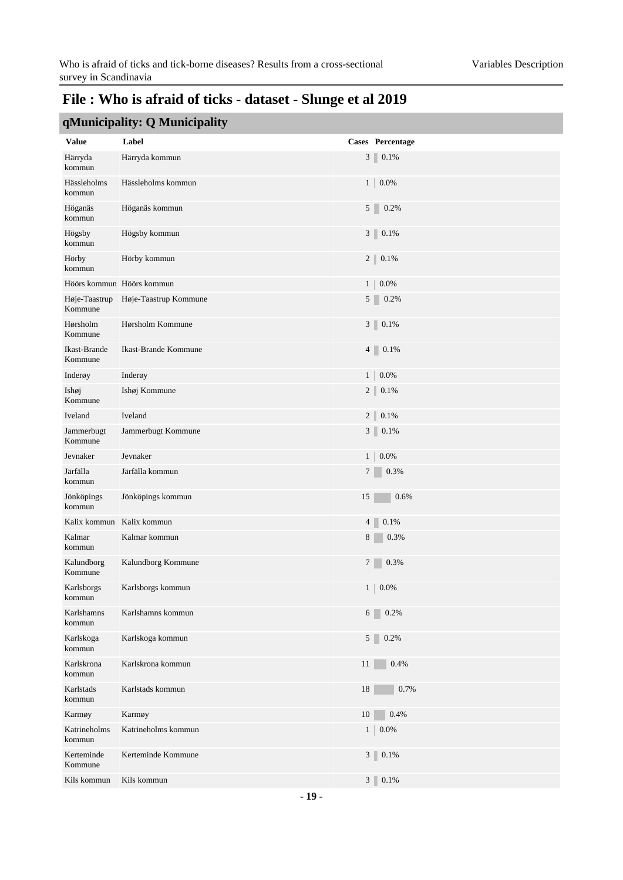## File : Who is afraid of ticks - dataset - Slunge et al 2019

### qMunicipality: Q Municipality

| Value | Label | Cases | Percentage |
|---|---|---|---|
| Härryda kommun | Härryda kommun | 3 | 0.1% |
| Hässleholms kommun | Hässleholms kommun | 1 | 0.0% |
| Höganäs kommun | Höganäs kommun | 5 | 0.2% |
| Högsby kommun | Högsby kommun | 3 | 0.1% |
| Hörby kommun | Hörby kommun | 2 | 0.1% |
| Höörs kommun | Höörs kommun | 1 | 0.0% |
| Høje-Taastrup Kommune | Høje-Taastrup Kommune | 5 | 0.2% |
| Hørsholm Kommune | Hørsholm Kommune | 3 | 0.1% |
| Ikast-Brande Kommune | Ikast-Brande Kommune | 4 | 0.1% |
| Inderøy | Inderøy | 1 | 0.0% |
| Ishøj Kommune | Ishøj Kommune | 2 | 0.1% |
| Iveland | Iveland | 2 | 0.1% |
| Jammerbugt Kommune | Jammerbugt Kommune | 3 | 0.1% |
| Jevnaker | Jevnaker | 1 | 0.0% |
| Järfälla kommun | Järfälla kommun | 7 | 0.3% |
| Jönköpings kommun | Jönköpings kommun | 15 | 0.6% |
| Kalix kommun | Kalix kommun | 4 | 0.1% |
| Kalmar kommun | Kalmar kommun | 8 | 0.3% |
| Kalundborg Kommune | Kalundborg Kommune | 7 | 0.3% |
| Karlsborgs kommun | Karlsborgs kommun | 1 | 0.0% |
| Karlshamns kommun | Karlshamns kommun | 6 | 0.2% |
| Karlskoga kommun | Karlskoga kommun | 5 | 0.2% |
| Karlskrona kommun | Karlskrona kommun | 11 | 0.4% |
| Karlstads kommun | Karlstads kommun | 18 | 0.7% |
| Karmøy | Karmøy | 10 | 0.4% |
| Katrineholms kommun | Katrineholms kommun | 1 | 0.0% |
| Kerteminde Kommune | Kerteminde Kommune | 3 | 0.1% |
| Kils kommun | Kils kommun | 3 | 0.1% |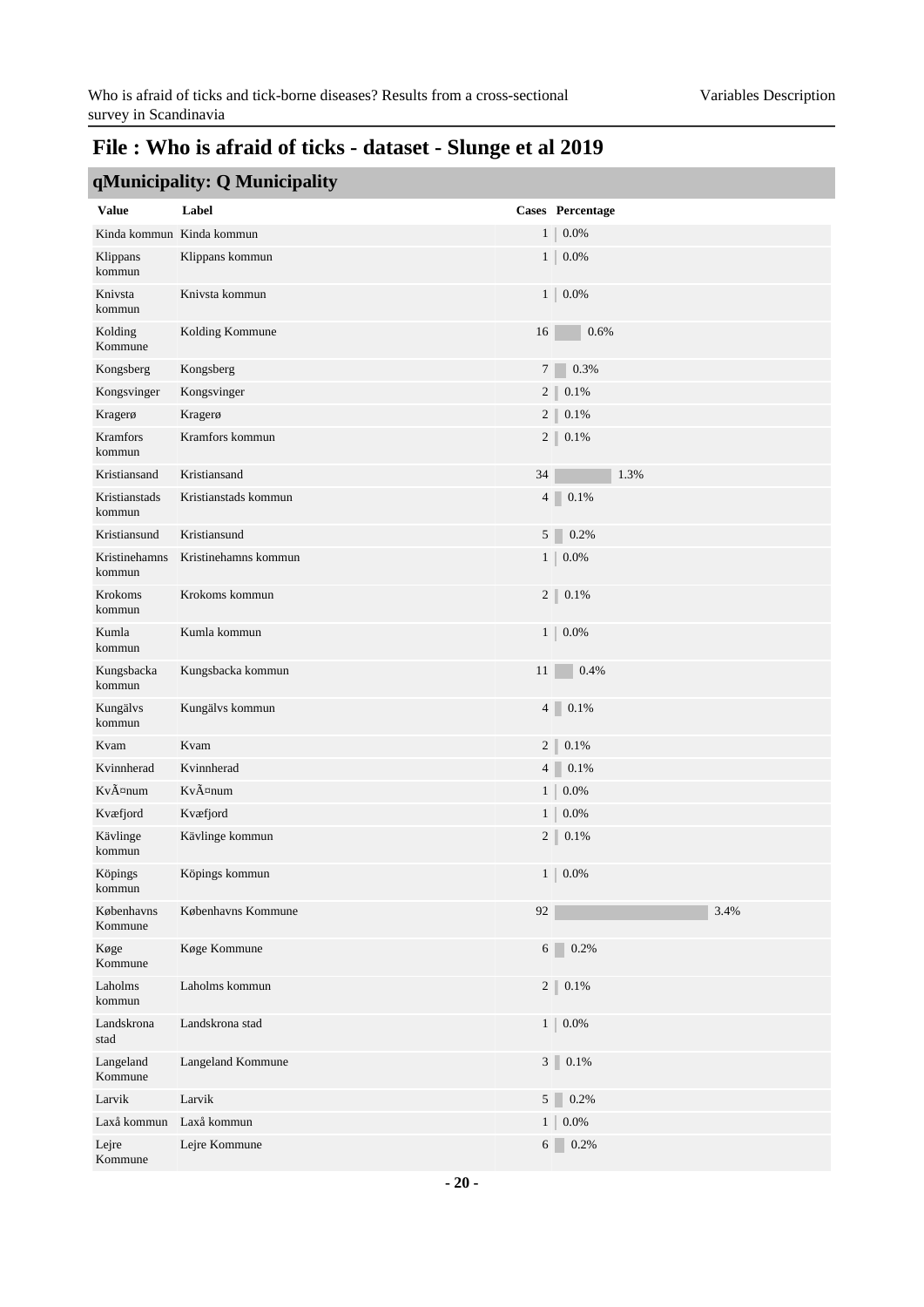## File : Who is afraid of ticks - dataset - Slunge et al 2019

### qMunicipality: Q Municipality

| Value | Label | Cases | Percentage |
|---|---|---|---|
| Kinda kommun | Kinda kommun | 1 | 0.0% |
| Klippans kommun | Klippans kommun | 1 | 0.0% |
| Knivsta kommun | Knivsta kommun | 1 | 0.0% |
| Kolding Kommune | Kolding Kommune | 16 | 0.6% |
| Kongsberg | Kongsberg | 7 | 0.3% |
| Kongsvinger | Kongsvinger | 2 | 0.1% |
| Kragerø | Kragerø | 2 | 0.1% |
| Kramfors kommun | Kramfors kommun | 2 | 0.1% |
| Kristiansand | Kristiansand | 34 | 1.3% |
| Kristianstads kommun | Kristianstads kommun | 4 | 0.1% |
| Kristiansund | Kristiansund | 5 | 0.2% |
| Kristinehamns kommun | Kristinehamns kommun | 1 | 0.0% |
| Krokoms kommun | Krokoms kommun | 2 | 0.1% |
| Kumla kommun | Kumla kommun | 1 | 0.0% |
| Kungsbacka kommun | Kungsbacka kommun | 11 | 0.4% |
| Kungälvs kommun | Kungälvs kommun | 4 | 0.1% |
| Kvam | Kvam | 2 | 0.1% |
| Kvinnherad | Kvinnherad | 4 | 0.1% |
| KvÃ¤num | KvÃ¤num | 1 | 0.0% |
| Kvæfjord | Kvæfjord | 1 | 0.0% |
| Kävlinge kommun | Kävlinge kommun | 2 | 0.1% |
| Köpings kommun | Köpings kommun | 1 | 0.0% |
| Københavns Kommune | Københavns Kommune | 92 | 3.4% |
| Køge Kommune | Køge Kommune | 6 | 0.2% |
| Laholms kommun | Laholms kommun | 2 | 0.1% |
| Landskrona stad | Landskrona stad | 1 | 0.0% |
| Langeland Kommune | Langeland Kommune | 3 | 0.1% |
| Larvik | Larvik | 5 | 0.2% |
| Laxå kommun | Laxå kommun | 1 | 0.0% |
| Lejre Kommune | Lejre Kommune | 6 | 0.2% |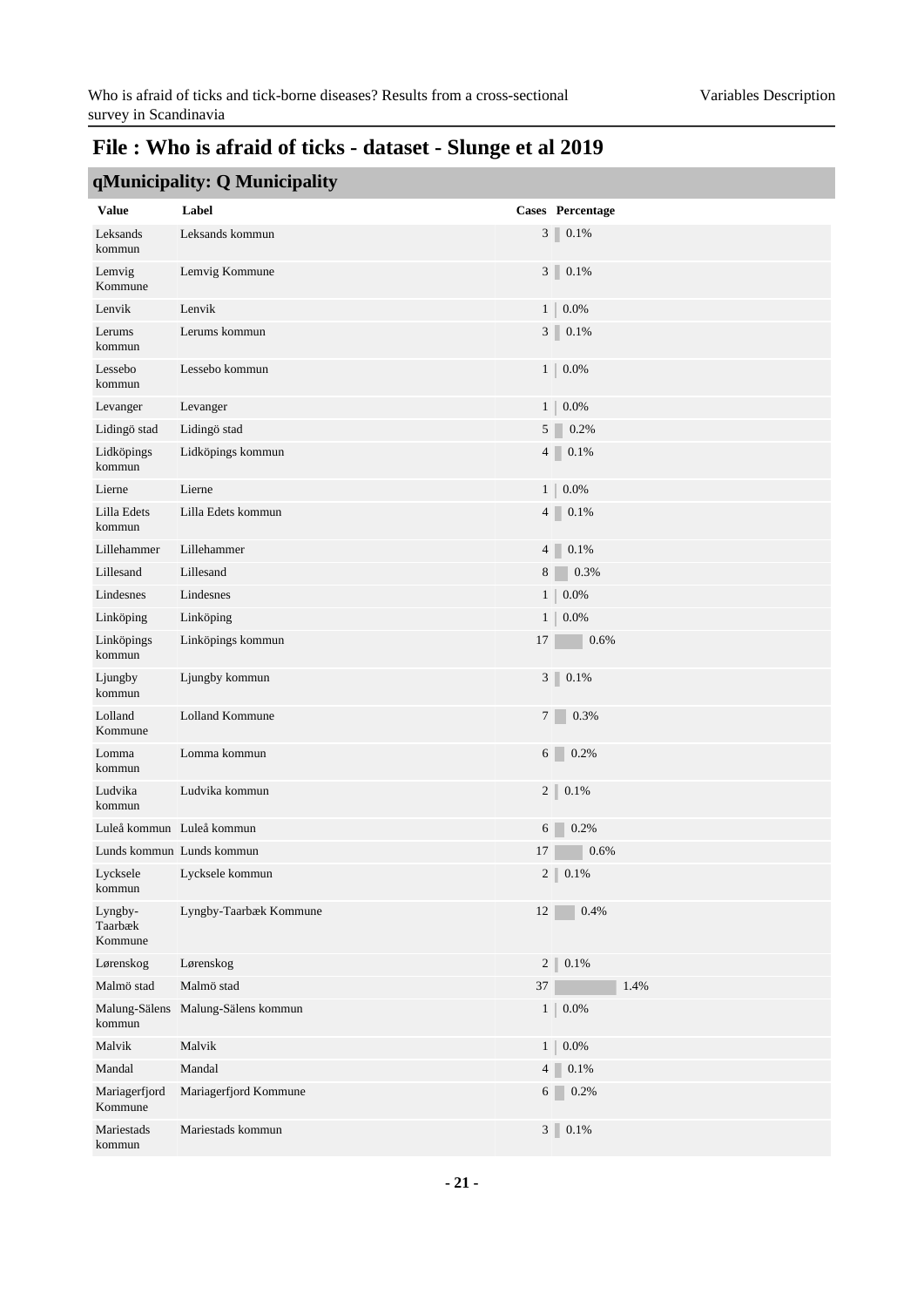# File : Who is afraid of ticks - dataset - Slunge et al 2019

## qMunicipality: Q Municipality

| Value | Label | Cases | Percentage |
|---|---|---|---|
| Leksands kommun | Leksands kommun | 3 | 0.1% |
| Lemvig Kommune | Lemvig Kommune | 3 | 0.1% |
| Lenvik | Lenvik | 1 | 0.0% |
| Lerums kommun | Lerums kommun | 3 | 0.1% |
| Lessebo kommun | Lessebo kommun | 1 | 0.0% |
| Levanger | Levanger | 1 | 0.0% |
| Lidingö stad | Lidingö stad | 5 | 0.2% |
| Lidköpings kommun | Lidköpings kommun | 4 | 0.1% |
| Lierne | Lierne | 1 | 0.0% |
| Lilla Edets kommun | Lilla Edets kommun | 4 | 0.1% |
| Lillehammer | Lillehammer | 4 | 0.1% |
| Lillesand | Lillesand | 8 | 0.3% |
| Lindesnes | Lindesnes | 1 | 0.0% |
| Linköping | Linköping | 1 | 0.0% |
| Linköpings kommun | Linköpings kommun | 17 | 0.6% |
| Ljungby kommun | Ljungby kommun | 3 | 0.1% |
| Lolland Kommune | Lolland Kommune | 7 | 0.3% |
| Lomma kommun | Lomma kommun | 6 | 0.2% |
| Ludvika kommun | Ludvika kommun | 2 | 0.1% |
| Luleå kommun | Luleå kommun | 6 | 0.2% |
| Lunds kommun | Lunds kommun | 17 | 0.6% |
| Lycksele kommun | Lycksele kommun | 2 | 0.1% |
| Lyngby-Taarbæk Kommune | Lyngby-Taarbæk Kommune | 12 | 0.4% |
| Lørenskog | Lørenskog | 2 | 0.1% |
| Malmö stad | Malmö stad | 37 | 1.4% |
| Malung-Sälens kommun | Malung-Sälens kommun | 1 | 0.0% |
| Malvik | Malvik | 1 | 0.0% |
| Mandal | Mandal | 4 | 0.1% |
| Mariagerfjord Kommune | Mariagerfjord Kommune | 6 | 0.2% |
| Mariestads kommun | Mariestads kommun | 3 | 0.1% |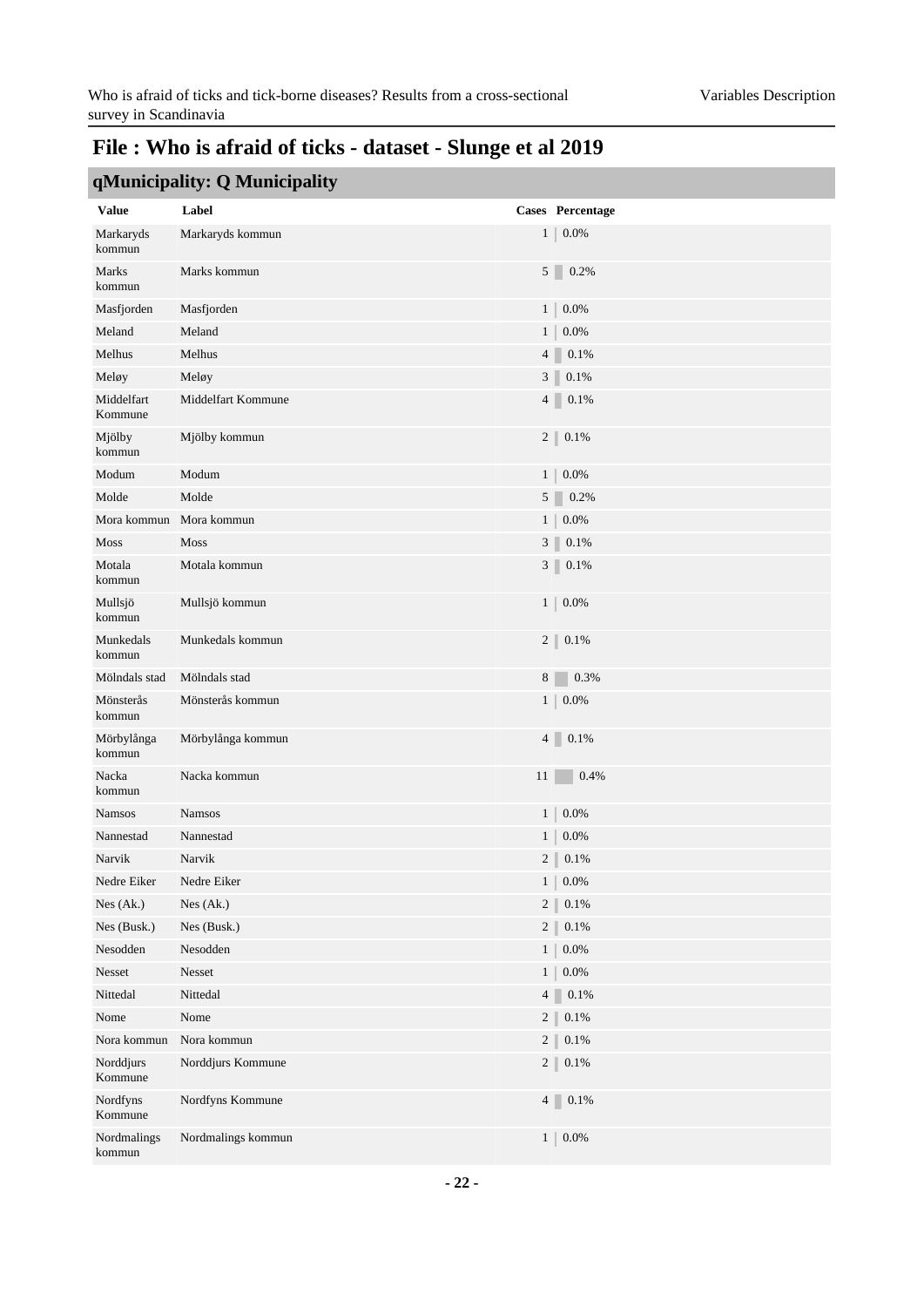# File : Who is afraid of ticks - dataset - Slunge et al 2019

## qMunicipality: Q Municipality

| Value | Label | Cases | Percentage |
|---|---|---|---|
| Markaryds kommun | Markaryds kommun | 1 | 0.0% |
| Marks kommun | Marks kommun | 5 | 0.2% |
| Masfjorden | Masfjorden | 1 | 0.0% |
| Meland | Meland | 1 | 0.0% |
| Melhus | Melhus | 4 | 0.1% |
| Meløy | Meløy | 3 | 0.1% |
| Middelfart Kommune | Middelfart Kommune | 4 | 0.1% |
| Mjölby kommun | Mjölby kommun | 2 | 0.1% |
| Modum | Modum | 1 | 0.0% |
| Molde | Molde | 5 | 0.2% |
| Mora kommun | Mora kommun | 1 | 0.0% |
| Moss | Moss | 3 | 0.1% |
| Motala kommun | Motala kommun | 3 | 0.1% |
| Mullsjö kommun | Mullsjö kommun | 1 | 0.0% |
| Munkedals kommun | Munkedals kommun | 2 | 0.1% |
| Mölndals stad | Mölndals stad | 8 | 0.3% |
| Mönsterås kommun | Mönsterås kommun | 1 | 0.0% |
| Mörbylånga kommun | Mörbylånga kommun | 4 | 0.1% |
| Nacka kommun | Nacka kommun | 11 | 0.4% |
| Namsos | Namsos | 1 | 0.0% |
| Nannestad | Nannestad | 1 | 0.0% |
| Narvik | Narvik | 2 | 0.1% |
| Nedre Eiker | Nedre Eiker | 1 | 0.0% |
| Nes (Ak.) | Nes (Ak.) | 2 | 0.1% |
| Nes (Busk.) | Nes (Busk.) | 2 | 0.1% |
| Nesodden | Nesodden | 1 | 0.0% |
| Nesset | Nesset | 1 | 0.0% |
| Nittedal | Nittedal | 4 | 0.1% |
| Nome | Nome | 2 | 0.1% |
| Nora kommun | Nora kommun | 2 | 0.1% |
| Norddjurs Kommune | Norddjurs Kommune | 2 | 0.1% |
| Nordfyns Kommune | Nordfyns Kommune | 4 | 0.1% |
| Nordmalings kommun | Nordmalings kommun | 1 | 0.0% |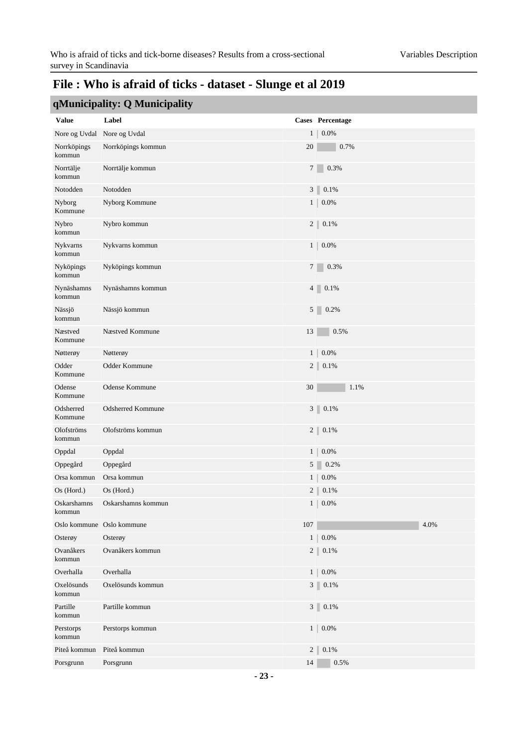# File : Who is afraid of ticks - dataset - Slunge et al 2019

## qMunicipality: Q Municipality

| Value | Label | Cases | Percentage |
|---|---|---|---|
| Nore og Uvdal | Nore og Uvdal | 1 | 0.0% |
| Norrköpings kommun | Norrköpings kommun | 20 | 0.7% |
| Norrtälje kommun | Norrtälje kommun | 7 | 0.3% |
| Notodden | Notodden | 3 | 0.1% |
| Nyborg Kommune | Nyborg Kommune | 1 | 0.0% |
| Nybro kommun | Nybro kommun | 2 | 0.1% |
| Nykvarns kommun | Nykvarns kommun | 1 | 0.0% |
| Nyköpings kommun | Nyköpings kommun | 7 | 0.3% |
| Nynäshamns kommun | Nynäshamns kommun | 4 | 0.1% |
| Nässjö kommun | Nässjö kommun | 5 | 0.2% |
| Næstved Kommune | Næstved Kommune | 13 | 0.5% |
| Nøtterøy | Nøtterøy | 1 | 0.0% |
| Odder Kommune | Odder Kommune | 2 | 0.1% |
| Odense Kommune | Odense Kommune | 30 | 1.1% |
| Odsherred Kommune | Odsherred Kommune | 3 | 0.1% |
| Olofströms kommun | Olofströms kommun | 2 | 0.1% |
| Oppdal | Oppdal | 1 | 0.0% |
| Oppegård | Oppegård | 5 | 0.2% |
| Orsa kommun | Orsa kommun | 1 | 0.0% |
| Os (Hord.) | Os (Hord.) | 2 | 0.1% |
| Oskarshamns kommun | Oskarshamns kommun | 1 | 0.0% |
| Oslo kommune | Oslo kommune | 107 | 4.0% |
| Osterøy | Osterøy | 1 | 0.0% |
| Ovanåkers kommun | Ovanåkers kommun | 2 | 0.1% |
| Overhalla | Overhalla | 1 | 0.0% |
| Oxelösunds kommun | Oxelösunds kommun | 3 | 0.1% |
| Partille kommun | Partille kommun | 3 | 0.1% |
| Perstorps kommun | Perstorps kommun | 1 | 0.0% |
| Piteå kommun | Piteå kommun | 2 | 0.1% |
| Porsgrunn | Porsgrunn | 14 | 0.5% |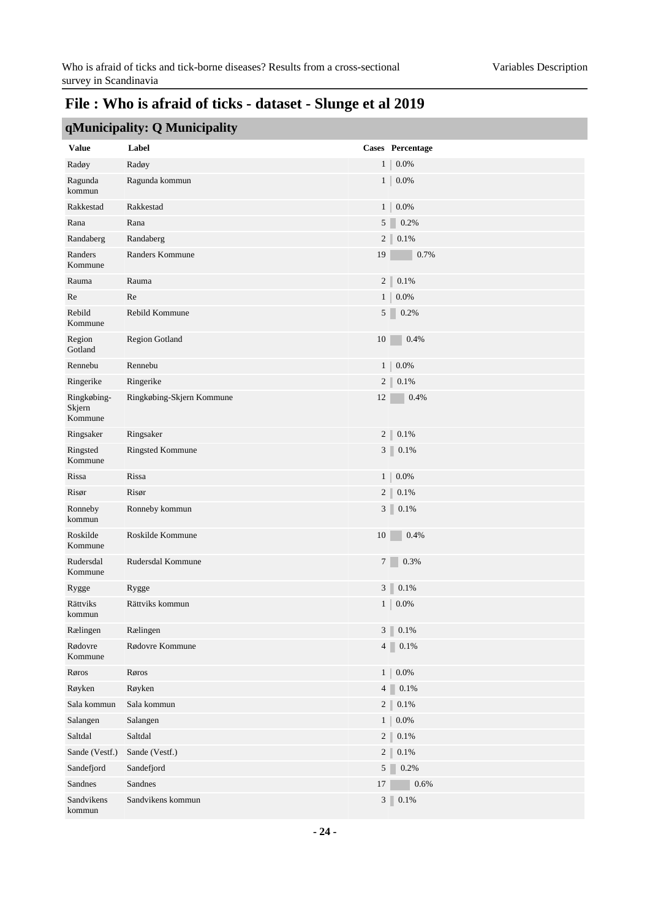# File : Who is afraid of ticks - dataset - Slunge et al 2019

## qMunicipality: Q Municipality

| Value | Label | Cases | Percentage |
|---|---|---|---|
| Radøy | Radøy | 1 | 0.0% |
| Ragunda kommun | Ragunda kommun | 1 | 0.0% |
| Rakkestad | Rakkestad | 1 | 0.0% |
| Rana | Rana | 5 | 0.2% |
| Randaberg | Randaberg | 2 | 0.1% |
| Randers Kommune | Randers Kommune | 19 | 0.7% |
| Rauma | Rauma | 2 | 0.1% |
| Re | Re | 1 | 0.0% |
| Rebild Kommune | Rebild Kommune | 5 | 0.2% |
| Region Gotland | Region Gotland | 10 | 0.4% |
| Rennebu | Rennebu | 1 | 0.0% |
| Ringerike | Ringerike | 2 | 0.1% |
| Ringkøbing-Skjern Kommune | Ringkøbing-Skjern Kommune | 12 | 0.4% |
| Ringsaker | Ringsaker | 2 | 0.1% |
| Ringsted Kommune | Ringsted Kommune | 3 | 0.1% |
| Rissa | Rissa | 1 | 0.0% |
| Risør | Risør | 2 | 0.1% |
| Ronneby kommun | Ronneby kommun | 3 | 0.1% |
| Roskilde Kommune | Roskilde Kommune | 10 | 0.4% |
| Rudersdal Kommune | Rudersdal Kommune | 7 | 0.3% |
| Rygge | Rygge | 3 | 0.1% |
| Rättviks kommun | Rättviks kommun | 1 | 0.0% |
| Rælingen | Rælingen | 3 | 0.1% |
| Rødovre Kommune | Rødovre Kommune | 4 | 0.1% |
| Røros | Røros | 1 | 0.0% |
| Røyken | Røyken | 4 | 0.1% |
| Sala kommun | Sala kommun | 2 | 0.1% |
| Salangen | Salangen | 1 | 0.0% |
| Saltdal | Saltdal | 2 | 0.1% |
| Sande (Vestf.) | Sande (Vestf.) | 2 | 0.1% |
| Sandefjord | Sandefjord | 5 | 0.2% |
| Sandnes | Sandnes | 17 | 0.6% |
| Sandvikens kommun | Sandvikens kommun | 3 | 0.1% |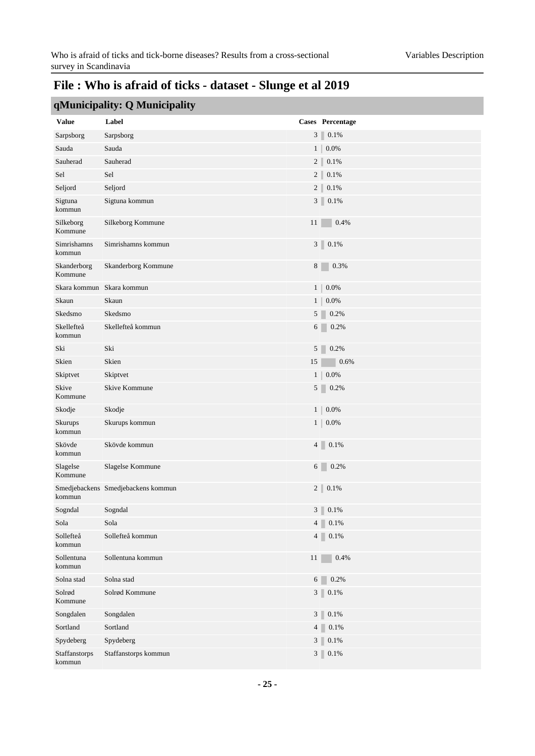# File : Who is afraid of ticks - dataset - Slunge et al 2019

## qMunicipality: Q Municipality

| Value | Label | Cases | Percentage |
|---|---|---|---|
| Sarpsborg | Sarpsborg | 3 | 0.1% |
| Sauda | Sauda | 1 | 0.0% |
| Sauherad | Sauherad | 2 | 0.1% |
| Sel | Sel | 2 | 0.1% |
| Seljord | Seljord | 2 | 0.1% |
| Sigtuna kommun | Sigtuna kommun | 3 | 0.1% |
| Silkeborg Kommune | Silkeborg Kommune | 11 | 0.4% |
| Simrishamns kommun | Simrishamns kommun | 3 | 0.1% |
| Skanderborg Kommune | Skanderborg Kommune | 8 | 0.3% |
| Skara kommun | Skara kommun | 1 | 0.0% |
| Skaun | Skaun | 1 | 0.0% |
| Skedsmo | Skedsmo | 5 | 0.2% |
| Skellefteå kommun | Skellefteå kommun | 6 | 0.2% |
| Ski | Ski | 5 | 0.2% |
| Skien | Skien | 15 | 0.6% |
| Skiptvet | Skiptvet | 1 | 0.0% |
| Skive Kommune | Skive Kommune | 5 | 0.2% |
| Skodje | Skodje | 1 | 0.0% |
| Skurups kommun | Skurups kommun | 1 | 0.0% |
| Skövde kommun | Skövde kommun | 4 | 0.1% |
| Slagelse Kommune | Slagelse Kommune | 6 | 0.2% |
| Smedjebackens kommun | Smedjebackens kommun | 2 | 0.1% |
| Sogndal | Sogndal | 3 | 0.1% |
| Sola | Sola | 4 | 0.1% |
| Sollefteå kommun | Sollefteå kommun | 4 | 0.1% |
| Sollentuna kommun | Sollentuna kommun | 11 | 0.4% |
| Solna stad | Solna stad | 6 | 0.2% |
| Solrød Kommune | Solrød Kommune | 3 | 0.1% |
| Songdalen | Songdalen | 3 | 0.1% |
| Sortland | Sortland | 4 | 0.1% |
| Spydeberg | Spydeberg | 3 | 0.1% |
| Staffanstorps kommun | Staffanstorps kommun | 3 | 0.1% |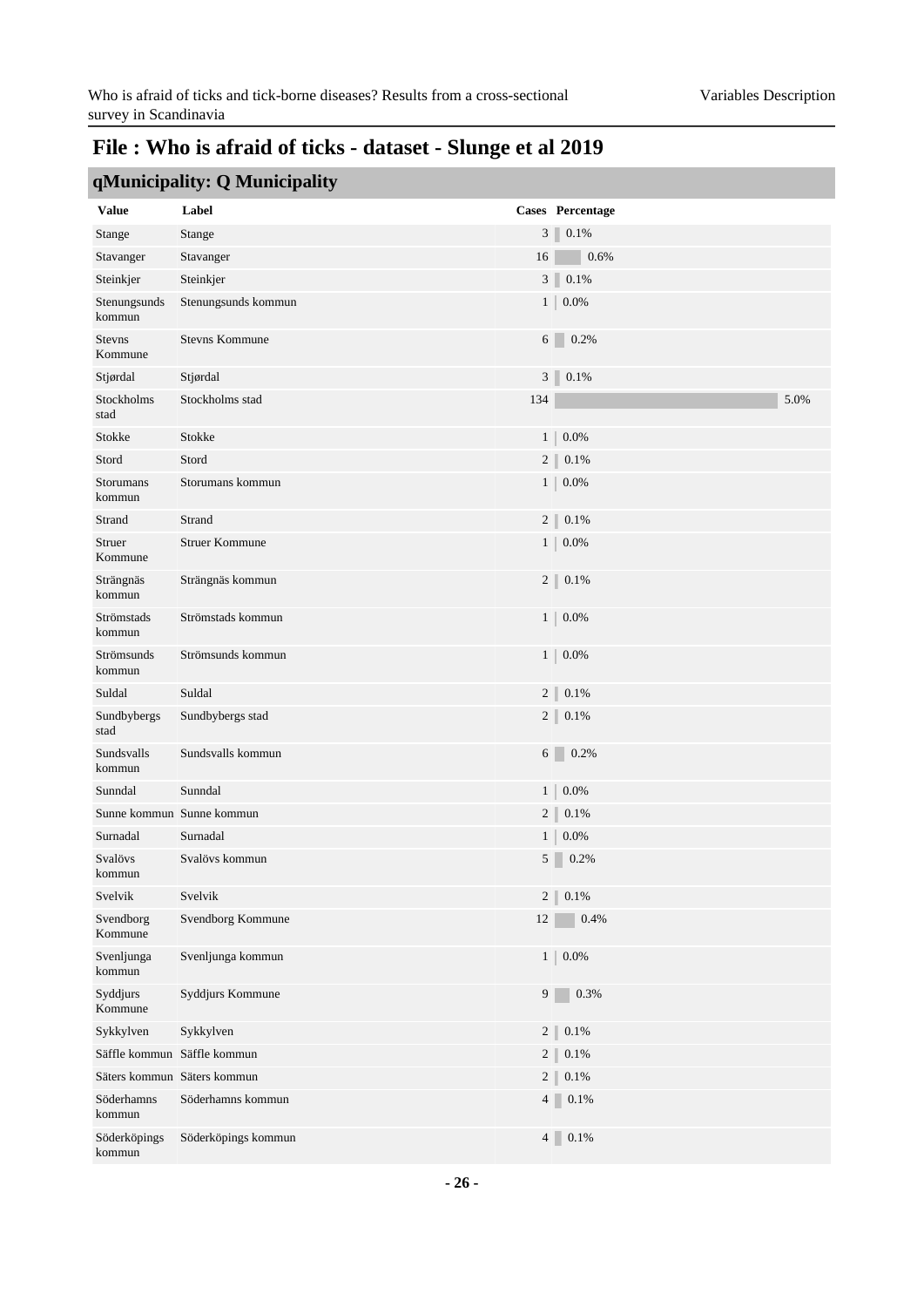# File : Who is afraid of ticks - dataset - Slunge et al 2019

## qMunicipality: Q Municipality

| Value | Label | Cases | Percentage |
|---|---|---|---|
| Stange | Stange | 3 | 0.1% |
| Stavanger | Stavanger | 16 | 0.6% |
| Steinkjer | Steinkjer | 3 | 0.1% |
| Stenungsunds kommun | Stenungsunds kommun | 1 | 0.0% |
| Stevns Kommune | Stevns Kommune | 6 | 0.2% |
| Stjørdal | Stjørdal | 3 | 0.1% |
| Stockholms stad | Stockholms stad | 134 | 5.0% |
| Stokke | Stokke | 1 | 0.0% |
| Stord | Stord | 2 | 0.1% |
| Storumans kommun | Storumans kommun | 1 | 0.0% |
| Strand | Strand | 2 | 0.1% |
| Struer Kommune | Struer Kommune | 1 | 0.0% |
| Strängnäs kommun | Strängnäs kommun | 2 | 0.1% |
| Strömstads kommun | Strömstads kommun | 1 | 0.0% |
| Strömsunds kommun | Strömsunds kommun | 1 | 0.0% |
| Suldal | Suldal | 2 | 0.1% |
| Sundbybergs stad | Sundbybergs stad | 2 | 0.1% |
| Sundsvalls kommun | Sundsvalls kommun | 6 | 0.2% |
| Sunndal | Sunndal | 1 | 0.0% |
| Sunne kommun | Sunne kommun | 2 | 0.1% |
| Surnadal | Surnadal | 1 | 0.0% |
| Svalövs kommun | Svalövs kommun | 5 | 0.2% |
| Svelvik | Svelvik | 2 | 0.1% |
| Svendborg Kommune | Svendborg Kommune | 12 | 0.4% |
| Svenljunga kommun | Svenljunga kommun | 1 | 0.0% |
| Syddjurs Kommune | Syddjurs Kommune | 9 | 0.3% |
| Sykkylven | Sykkylven | 2 | 0.1% |
| Säffle kommun | Säffle kommun | 2 | 0.1% |
| Säters kommun | Säters kommun | 2 | 0.1% |
| Söderhamns kommun | Söderhamns kommun | 4 | 0.1% |
| Söderköpings kommun | Söderköpings kommun | 4 | 0.1% |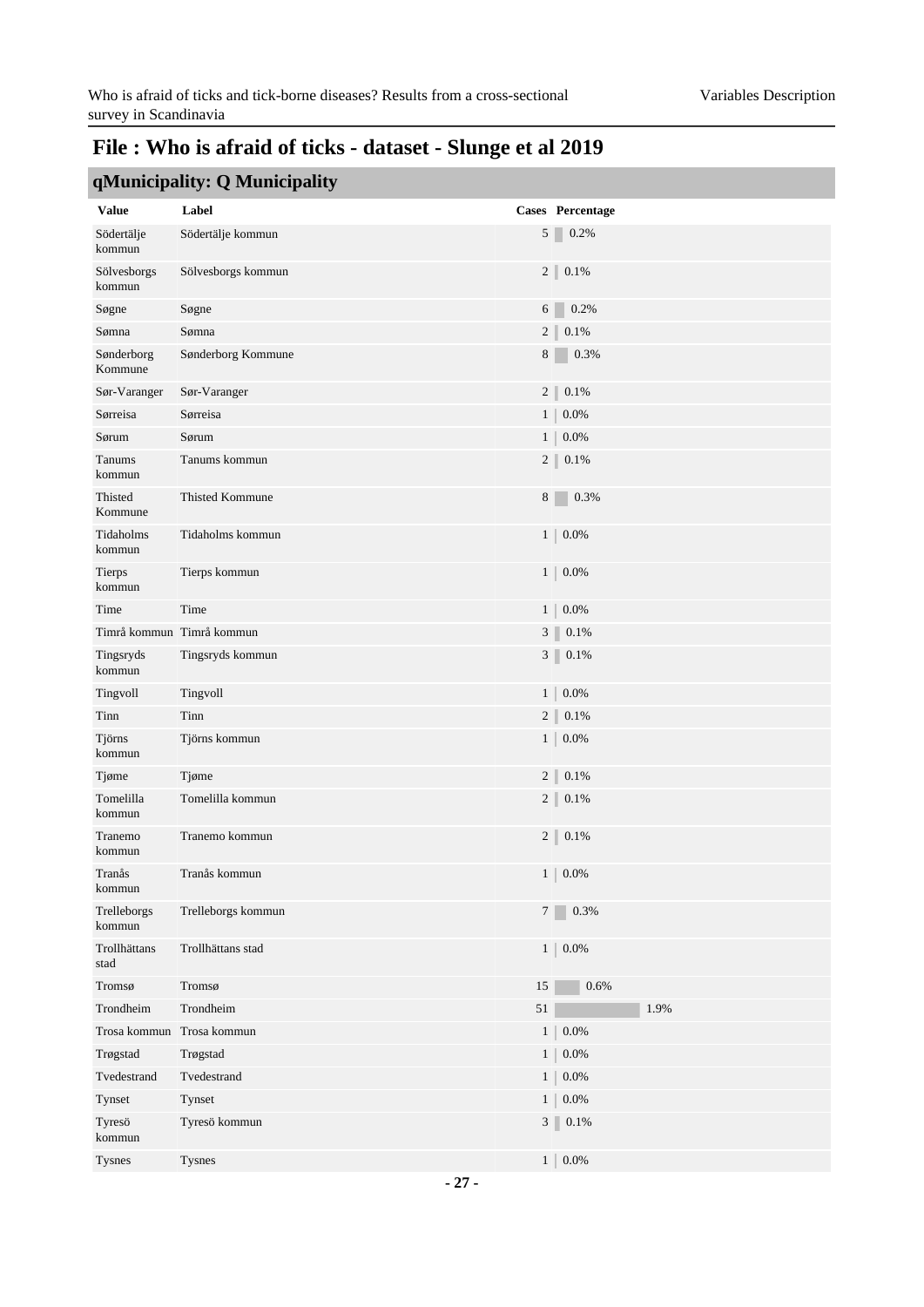# File : Who is afraid of ticks - dataset - Slunge et al 2019

## qMunicipality: Q Municipality

| Value | Label | Cases | Percentage |
|---|---|---|---|
| Södertälje kommun | Södertälje kommun | 5 | 0.2% |
| Sölvesborgs kommun | Sölvesborgs kommun | 2 | 0.1% |
| Søgne | Søgne | 6 | 0.2% |
| Sømna | Sømna | 2 | 0.1% |
| Sønderborg Kommune | Sønderborg Kommune | 8 | 0.3% |
| Sør-Varanger | Sør-Varanger | 2 | 0.1% |
| Sørreisa | Sørreisa | 1 | 0.0% |
| Sørum | Sørum | 1 | 0.0% |
| Tanums kommun | Tanums kommun | 2 | 0.1% |
| Thisted Kommune | Thisted Kommune | 8 | 0.3% |
| Tidaholms kommun | Tidaholms kommun | 1 | 0.0% |
| Tierps kommun | Tierps kommun | 1 | 0.0% |
| Time | Time | 1 | 0.0% |
| Timrå kommun | Timrå kommun | 3 | 0.1% |
| Tingsryds kommun | Tingsryds kommun | 3 | 0.1% |
| Tingvoll | Tingvoll | 1 | 0.0% |
| Tinn | Tinn | 2 | 0.1% |
| Tjörns kommun | Tjörns kommun | 1 | 0.0% |
| Tjøme | Tjøme | 2 | 0.1% |
| Tomelilla kommun | Tomelilla kommun | 2 | 0.1% |
| Tranemo kommun | Tranemo kommun | 2 | 0.1% |
| Tranås kommun | Tranås kommun | 1 | 0.0% |
| Trelleborgs kommun | Trelleborgs kommun | 7 | 0.3% |
| Trollhättans stad | Trollhättans stad | 1 | 0.0% |
| Tromsø | Tromsø | 15 | 0.6% |
| Trondheim | Trondheim | 51 | 1.9% |
| Trosa kommun | Trosa kommun | 1 | 0.0% |
| Trøgstad | Trøgstad | 1 | 0.0% |
| Tvedestrand | Tvedestrand | 1 | 0.0% |
| Tynset | Tynset | 1 | 0.0% |
| Tyresö kommun | Tyresö kommun | 3 | 0.1% |
| Tysnes | Tysnes | 1 | 0.0% |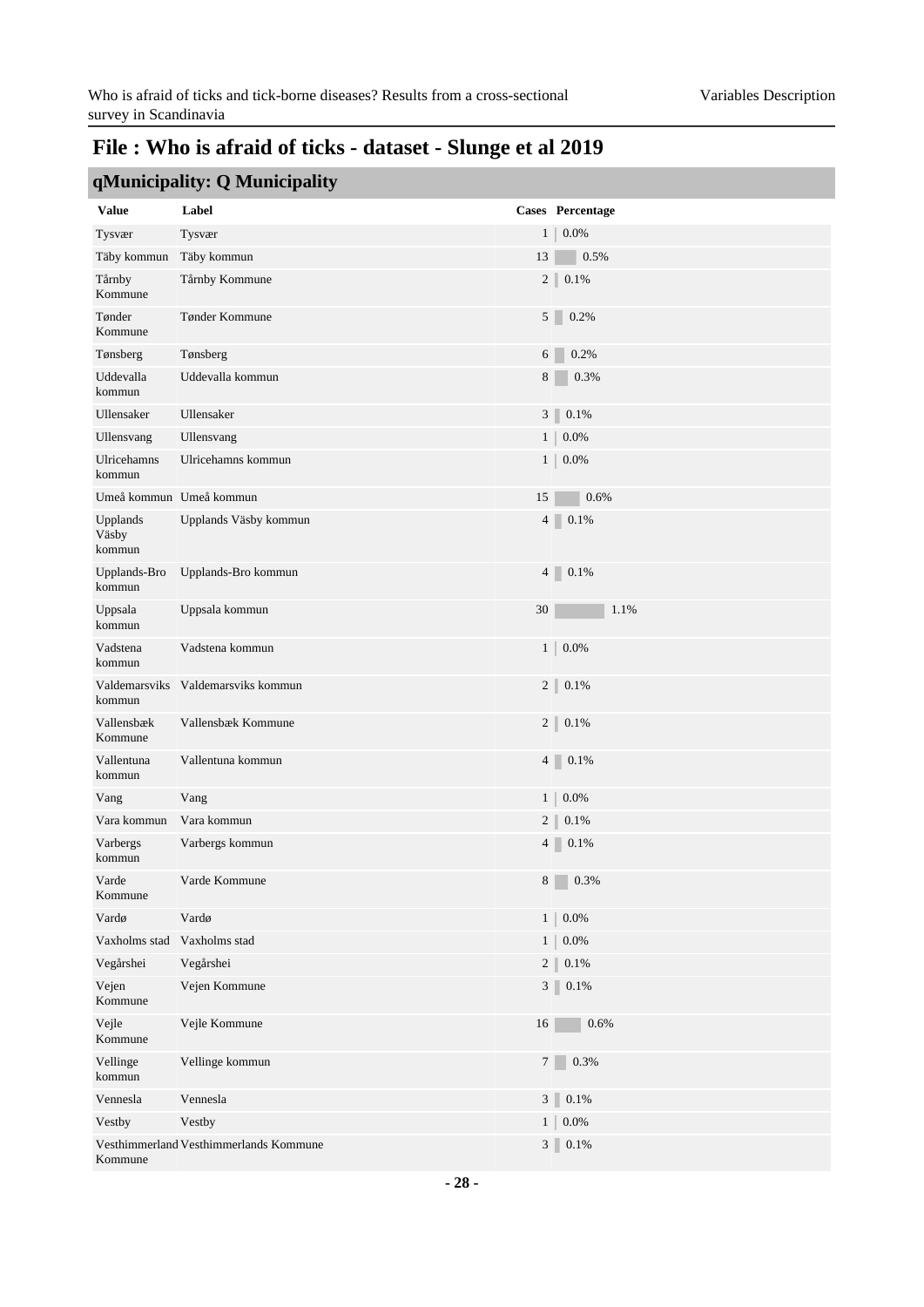## File : Who is afraid of ticks - dataset - Slunge et al 2019

### qMunicipality: Q Municipality

| Value | Label | Cases | Percentage |
|---|---|---|---|
| Tysvær | Tysvær | 1 | 0.0% |
| Täby kommun | Täby kommun | 13 | 0.5% |
| Tårnby Kommune | Tårnby Kommune | 2 | 0.1% |
| Tønder Kommune | Tønder Kommune | 5 | 0.2% |
| Tønsberg | Tønsberg | 6 | 0.2% |
| Uddevalla kommun | Uddevalla kommun | 8 | 0.3% |
| Ullensaker | Ullensaker | 3 | 0.1% |
| Ullensvang | Ullensvang | 1 | 0.0% |
| Ulricehamns kommun | Ulricehamns kommun | 1 | 0.0% |
| Umeå kommun | Umeå kommun | 15 | 0.6% |
| Upplands Väsby kommun | Upplands Väsby kommun | 4 | 0.1% |
| Upplands-Bro kommun | Upplands-Bro kommun | 4 | 0.1% |
| Uppsala kommun | Uppsala kommun | 30 | 1.1% |
| Vadstena kommun | Vadstena kommun | 1 | 0.0% |
| Valdemarsviks kommun | Valdemarsviks kommun | 2 | 0.1% |
| Vallensbæk Kommune | Vallensbæk Kommune | 2 | 0.1% |
| Vallentuna kommun | Vallentuna kommun | 4 | 0.1% |
| Vang | Vang | 1 | 0.0% |
| Vara kommun | Vara kommun | 2 | 0.1% |
| Varbergs kommun | Varbergs kommun | 4 | 0.1% |
| Varde Kommune | Varde Kommune | 8 | 0.3% |
| Vardø | Vardø | 1 | 0.0% |
| Vaxholms stad | Vaxholms stad | 1 | 0.0% |
| Vegårshei | Vegårshei | 2 | 0.1% |
| Vejen Kommune | Vejen Kommune | 3 | 0.1% |
| Vejle Kommune | Vejle Kommune | 16 | 0.6% |
| Vellinge kommun | Vellinge kommun | 7 | 0.3% |
| Vennesla | Vennesla | 3 | 0.1% |
| Vestby | Vestby | 1 | 0.0% |
| Vesthimmerland Kommune | Vesthimmerlands Kommune | 3 | 0.1% |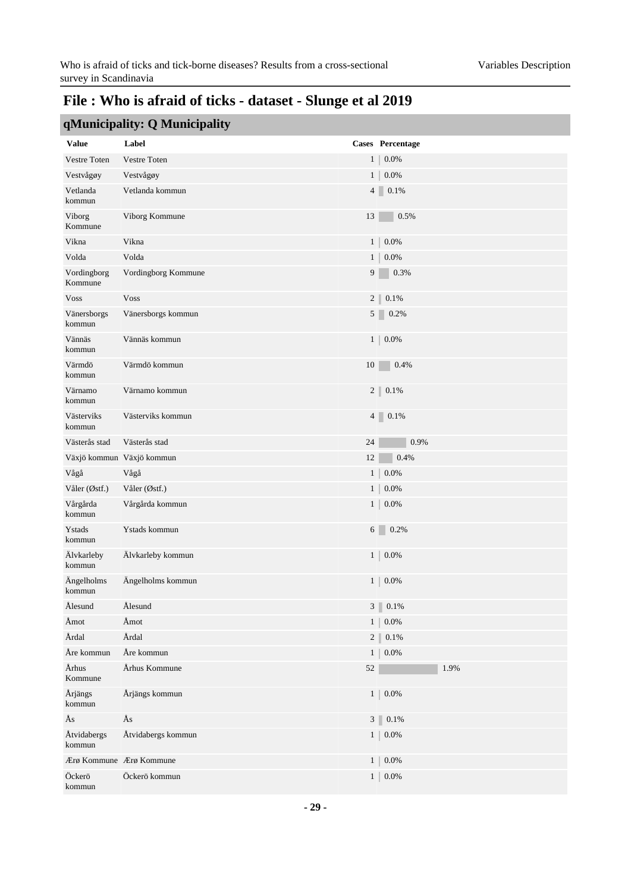## File : Who is afraid of ticks - dataset - Slunge et al 2019

### qMunicipality: Q Municipality

| Value | Label | Cases | Percentage |
|---|---|---|---|
| Vestre Toten | Vestre Toten | 1 | 0.0% |
| Vestvågøy | Vestvågøy | 1 | 0.0% |
| Vetlanda kommun | Vetlanda kommun | 4 | 0.1% |
| Viborg Kommune | Viborg Kommune | 13 | 0.5% |
| Vikna | Vikna | 1 | 0.0% |
| Volda | Volda | 1 | 0.0% |
| Vordingborg Kommune | Vordingborg Kommune | 9 | 0.3% |
| Voss | Voss | 2 | 0.1% |
| Vänersborgs kommun | Vänersborgs kommun | 5 | 0.2% |
| Vännäs kommun | Vännäs kommun | 1 | 0.0% |
| Värmdö kommun | Värmdö kommun | 10 | 0.4% |
| Värnamo kommun | Värnamo kommun | 2 | 0.1% |
| Västerviks kommun | Västerviks kommun | 4 | 0.1% |
| Västerås stad | Västerås stad | 24 | 0.9% |
| Växjö kommun | Växjö kommun | 12 | 0.4% |
| Vågå | Vågå | 1 | 0.0% |
| Våler (Østf.) | Våler (Østf.) | 1 | 0.0% |
| Vårgårda kommun | Vårgårda kommun | 1 | 0.0% |
| Ystads kommun | Ystads kommun | 6 | 0.2% |
| Älvkarleby kommun | Älvkarleby kommun | 1 | 0.0% |
| Ängelholms kommun | Ängelholms kommun | 1 | 0.0% |
| Ålesund | Ålesund | 3 | 0.1% |
| Åmot | Åmot | 1 | 0.0% |
| Årdal | Årdal | 2 | 0.1% |
| Åre kommun | Åre kommun | 1 | 0.0% |
| Århus Kommune | Århus Kommune | 52 | 1.9% |
| Årjängs kommun | Årjängs kommun | 1 | 0.0% |
| Ås | Ås | 3 | 0.1% |
| Åtvidabergs kommun | Åtvidabergs kommun | 1 | 0.0% |
| Ærø Kommune | Ærø Kommune | 1 | 0.0% |
| Öckerö kommun | Öckerö kommun | 1 | 0.0% |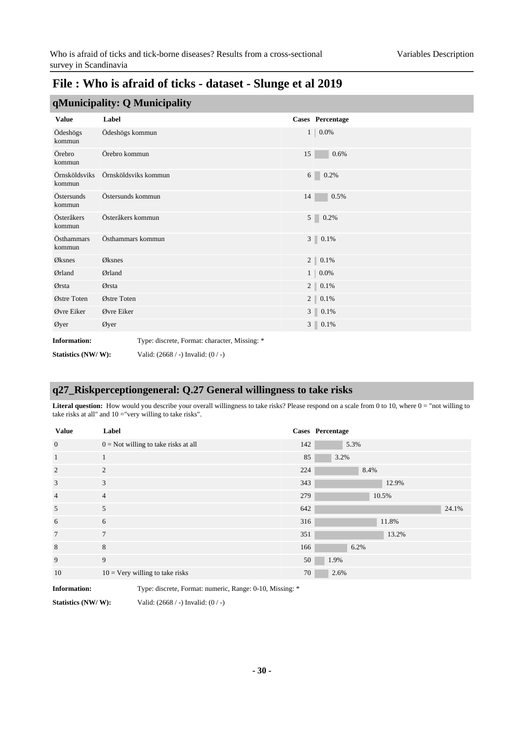# File : Who is afraid of ticks - dataset - Slunge et al 2019

## qMunicipality: Q Municipality

| Value | Label | Cases | Percentage |
|---|---|---|---|
| Ödeshögs kommun | Ödeshögs kommun | 1 | 0.0% |
| Örebro kommun | Örebro kommun | 15 | 0.6% |
| Örnsköldsviks kommun | Örnsköldsviks kommun | 6 | 0.2% |
| Östersunds kommun | Östersunds kommun | 14 | 0.5% |
| Österåkers kommun | Österåkers kommun | 5 | 0.2% |
| Östhammars kommun | Östhammars kommun | 3 | 0.1% |
| Øksnes | Øksnes | 2 | 0.1% |
| Ørland | Ørland | 1 | 0.0% |
| Ørsta | Ørsta | 2 | 0.1% |
| Østre Toten | Østre Toten | 2 | 0.1% |
| Øvre Eiker | Øvre Eiker | 3 | 0.1% |
| Øyer | Øyer | 3 | 0.1% |

**Information:** Type: discrete, Format: character, Missing: *

**Statistics (NW/ W):** Valid: (2668 / -) Invalid: (0 / -)

## q27_Riskperceptiongeneral: Q.27 General willingness to take risks

**Literal question:** How would you describe your overall willingness to take risks? Please respond on a scale from 0 to 10, where 0 = "not willing to take risks at all" and 10 ="very willing to take risks".

| Value | Label | Cases | Percentage |
|---|---|---|---|
| 0 | 0 = Not willing to take risks at all | 142 | 5.3% |
| 1 | 1 | 85 | 3.2% |
| 2 | 2 | 224 | 8.4% |
| 3 | 3 | 343 | 12.9% |
| 4 | 4 | 279 | 10.5% |
| 5 | 5 | 642 | 24.1% |
| 6 | 6 | 316 | 11.8% |
| 7 | 7 | 351 | 13.2% |
| 8 | 8 | 166 | 6.2% |
| 9 | 9 | 50 | 1.9% |
| 10 | 10 = Very willing to take risks | 70 | 2.6% |

**Information:** Type: discrete, Format: numeric, Range: 0-10, Missing: *

**Statistics (NW/ W):** Valid: (2668 / -) Invalid: (0 / -)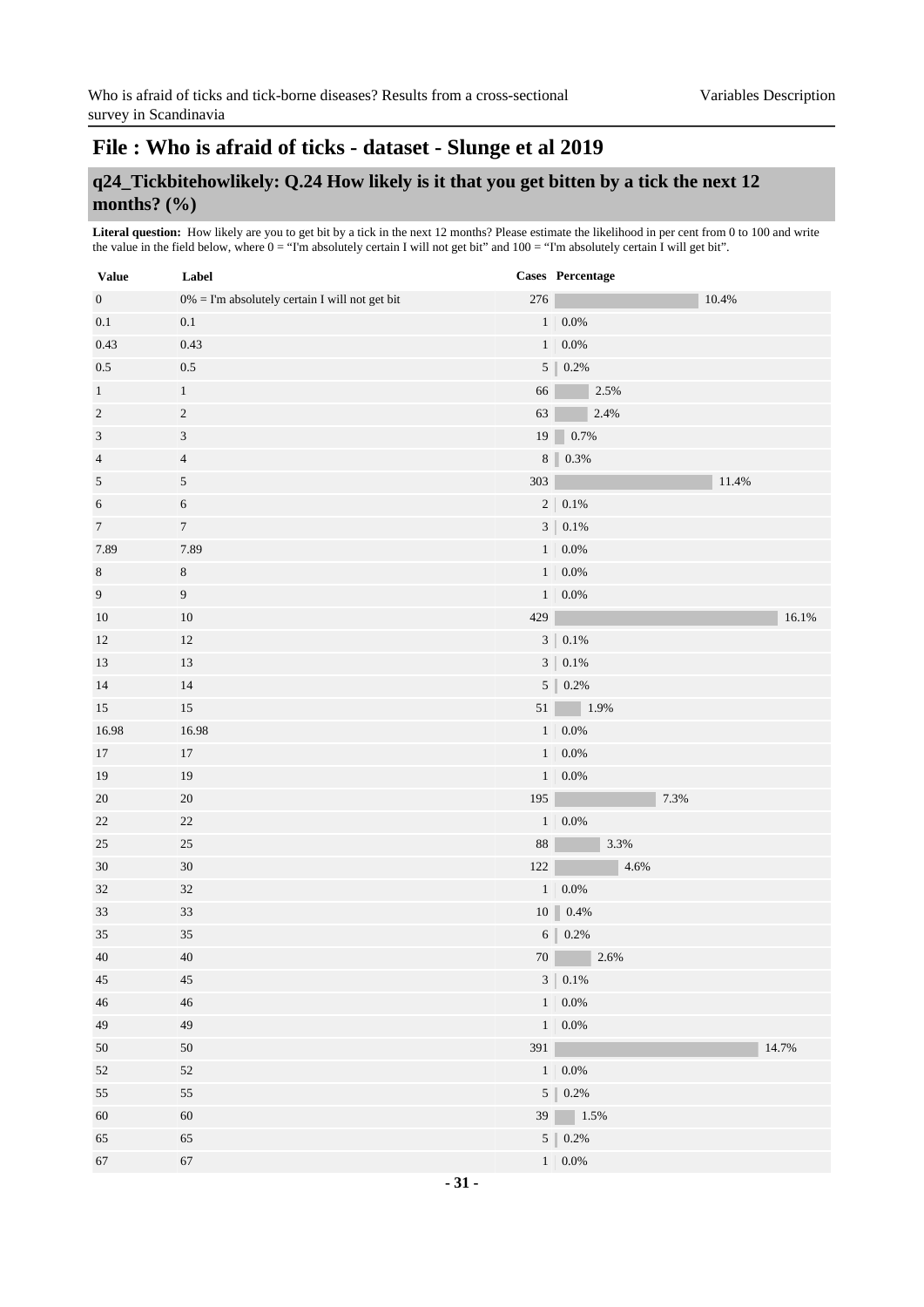# File : Who is afraid of ticks - dataset - Slunge et al 2019

## q24_Tickbitehowlikely: Q.24 How likely is it that you get bitten by a tick the next 12 months? (%)

**Literal question:** How likely are you to get bit by a tick in the next 12 months? Please estimate the likelihood in per cent from 0 to 100 and write the value in the field below, where 0 = "I'm absolutely certain I will not get bit" and 100 = "I'm absolutely certain I will get bit".

| Value | Label | Cases | Percentage |
|---|---|---|---|
| 0 | 0% = I'm absolutely certain I will not get bit | 276 | 10.4% |
| 0.1 | 0.1 | 1 | 0.0% |
| 0.43 | 0.43 | 1 | 0.0% |
| 0.5 | 0.5 | 5 | 0.2% |
| 1 | 1 | 66 | 2.5% |
| 2 | 2 | 63 | 2.4% |
| 3 | 3 | 19 | 0.7% |
| 4 | 4 | 8 | 0.3% |
| 5 | 5 | 303 | 11.4% |
| 6 | 6 | 2 | 0.1% |
| 7 | 7 | 3 | 0.1% |
| 7.89 | 7.89 | 1 | 0.0% |
| 8 | 8 | 1 | 0.0% |
| 9 | 9 | 1 | 0.0% |
| 10 | 10 | 429 | 16.1% |
| 12 | 12 | 3 | 0.1% |
| 13 | 13 | 3 | 0.1% |
| 14 | 14 | 5 | 0.2% |
| 15 | 15 | 51 | 1.9% |
| 16.98 | 16.98 | 1 | 0.0% |
| 17 | 17 | 1 | 0.0% |
| 19 | 19 | 1 | 0.0% |
| 20 | 20 | 195 | 7.3% |
| 22 | 22 | 1 | 0.0% |
| 25 | 25 | 88 | 3.3% |
| 30 | 30 | 122 | 4.6% |
| 32 | 32 | 1 | 0.0% |
| 33 | 33 | 10 | 0.4% |
| 35 | 35 | 6 | 0.2% |
| 40 | 40 | 70 | 2.6% |
| 45 | 45 | 3 | 0.1% |
| 46 | 46 | 1 | 0.0% |
| 49 | 49 | 1 | 0.0% |
| 50 | 50 | 391 | 14.7% |
| 52 | 52 | 1 | 0.0% |
| 55 | 55 | 5 | 0.2% |
| 60 | 60 | 39 | 1.5% |
| 65 | 65 | 5 | 0.2% |
| 67 | 67 | 1 | 0.0% |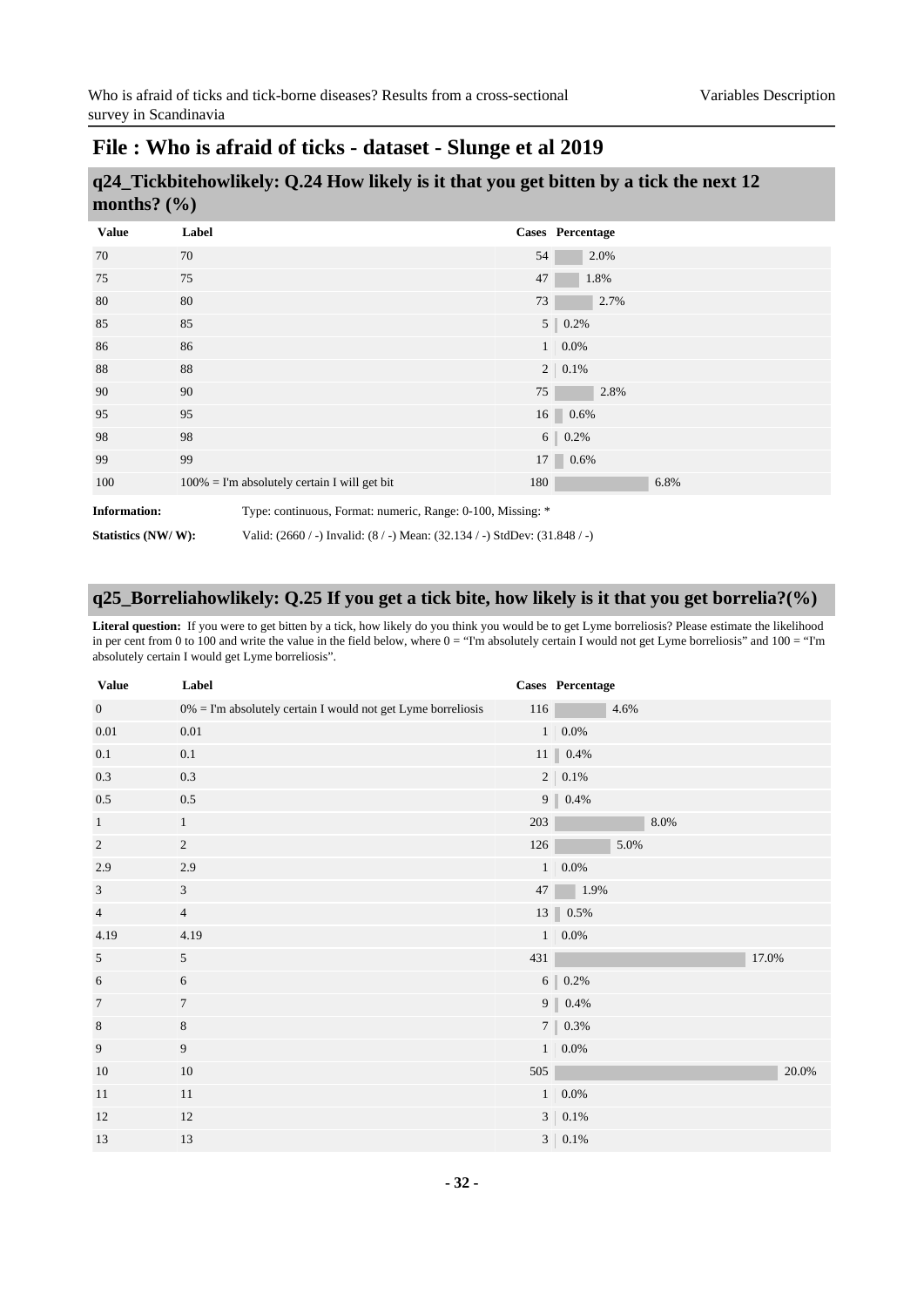## File : Who is afraid of ticks - dataset - Slunge et al 2019

### q24_Tickbitehowlikely: Q.24 How likely is it that you get bitten by a tick the next 12 months? (%)

| Value | Label | Cases | Percentage |
|---|---|---|---|
| 70 | 70 | 54 | 2.0% |
| 75 | 75 | 47 | 1.8% |
| 80 | 80 | 73 | 2.7% |
| 85 | 85 | 5 | 0.2% |
| 86 | 86 | 1 | 0.0% |
| 88 | 88 | 2 | 0.1% |
| 90 | 90 | 75 | 2.8% |
| 95 | 95 | 16 | 0.6% |
| 98 | 98 | 6 | 0.2% |
| 99 | 99 | 17 | 0.6% |
| 100 | 100% = I'm absolutely certain I will get bit | 180 | 6.8% |

**Information:** Type: continuous, Format: numeric, Range: 0-100, Missing: *

**Statistics (NW/ W):** Valid: (2660 / -) Invalid: (8 / -) Mean: (32.134 / -) StdDev: (31.848 / -)

### q25_Borreliahowlikely: Q.25 If you get a tick bite, how likely is it that you get borrelia?(%)

**Literal question:** If you were to get bitten by a tick, how likely do you think you would be to get Lyme borreliosis? Please estimate the likelihood in per cent from 0 to 100 and write the value in the field below, where 0 = "I'm absolutely certain I would not get Lyme borreliosis" and 100 = "I'm absolutely certain I would get Lyme borreliosis".

| Value | Label | Cases | Percentage |
|---|---|---|---|
| 0 | 0% = I'm absolutely certain I would not get Lyme borreliosis | 116 | 4.6% |
| 0.01 | 0.01 | 1 | 0.0% |
| 0.1 | 0.1 | 11 | 0.4% |
| 0.3 | 0.3 | 2 | 0.1% |
| 0.5 | 0.5 | 9 | 0.4% |
| 1 | 1 | 203 | 8.0% |
| 2 | 2 | 126 | 5.0% |
| 2.9 | 2.9 | 1 | 0.0% |
| 3 | 3 | 47 | 1.9% |
| 4 | 4 | 13 | 0.5% |
| 4.19 | 4.19 | 1 | 0.0% |
| 5 | 5 | 431 | 17.0% |
| 6 | 6 | 6 | 0.2% |
| 7 | 7 | 9 | 0.4% |
| 8 | 8 | 7 | 0.3% |
| 9 | 9 | 1 | 0.0% |
| 10 | 10 | 505 | 20.0% |
| 11 | 11 | 1 | 0.0% |
| 12 | 12 | 3 | 0.1% |
| 13 | 13 | 3 | 0.1% |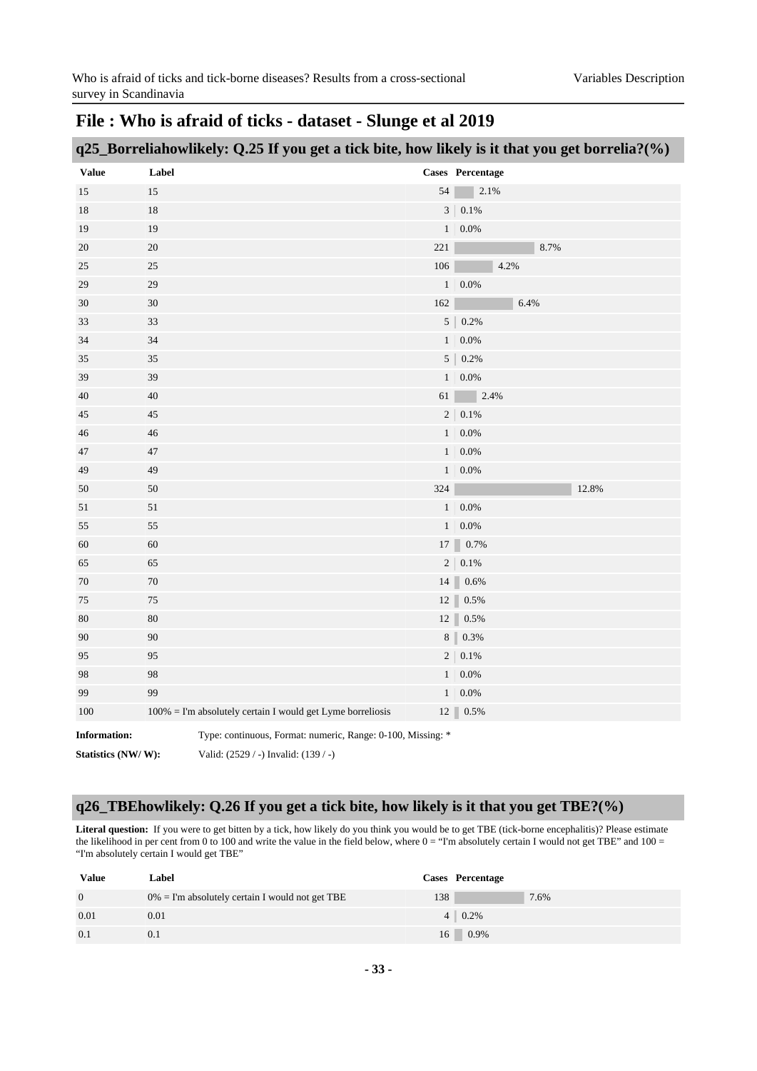## File : Who is afraid of ticks - dataset - Slunge et al 2019

### q25_Borreliahowlikely: Q.25 If you get a tick bite, how likely is it that you get borrelia?(%)

| Value | Label | Cases | Percentage |
|---|---|---|---|
| 15 | 15 | 54 | 2.1% |
| 18 | 18 | 3 | 0.1% |
| 19 | 19 | 1 | 0.0% |
| 20 | 20 | 221 | 8.7% |
| 25 | 25 | 106 | 4.2% |
| 29 | 29 | 1 | 0.0% |
| 30 | 30 | 162 | 6.4% |
| 33 | 33 | 5 | 0.2% |
| 34 | 34 | 1 | 0.0% |
| 35 | 35 | 5 | 0.2% |
| 39 | 39 | 1 | 0.0% |
| 40 | 40 | 61 | 2.4% |
| 45 | 45 | 2 | 0.1% |
| 46 | 46 | 1 | 0.0% |
| 47 | 47 | 1 | 0.0% |
| 49 | 49 | 1 | 0.0% |
| 50 | 50 | 324 | 12.8% |
| 51 | 51 | 1 | 0.0% |
| 55 | 55 | 1 | 0.0% |
| 60 | 60 | 17 | 0.7% |
| 65 | 65 | 2 | 0.1% |
| 70 | 70 | 14 | 0.6% |
| 75 | 75 | 12 | 0.5% |
| 80 | 80 | 12 | 0.5% |
| 90 | 90 | 8 | 0.3% |
| 95 | 95 | 2 | 0.1% |
| 98 | 98 | 1 | 0.0% |
| 99 | 99 | 1 | 0.0% |
| 100 | 100% = I'm absolutely certain I would get Lyme borreliosis | 12 | 0.5% |

**Information:** Type: continuous, Format: numeric, Range: 0-100, Missing: *

**Statistics (NW/ W):** Valid: (2529 / -) Invalid: (139 / -)

### q26_TBEhowlikely: Q.26 If you get a tick bite, how likely is it that you get TBE?(%)

**Literal question:** If you were to get bitten by a tick, how likely do you think you would be to get TBE (tick-borne encephalitis)? Please estimate the likelihood in per cent from 0 to 100 and write the value in the field below, where 0 = "I'm absolutely certain I would not get TBE" and 100 = "I'm absolutely certain I would get TBE"

| Value | Label | Cases | Percentage |
|---|---|---|---|
| 0 | 0% = I'm absolutely certain I would not get TBE | 138 | 7.6% |
| 0.01 | 0.01 | 4 | 0.2% |
| 0.1 | 0.1 | 16 | 0.9% |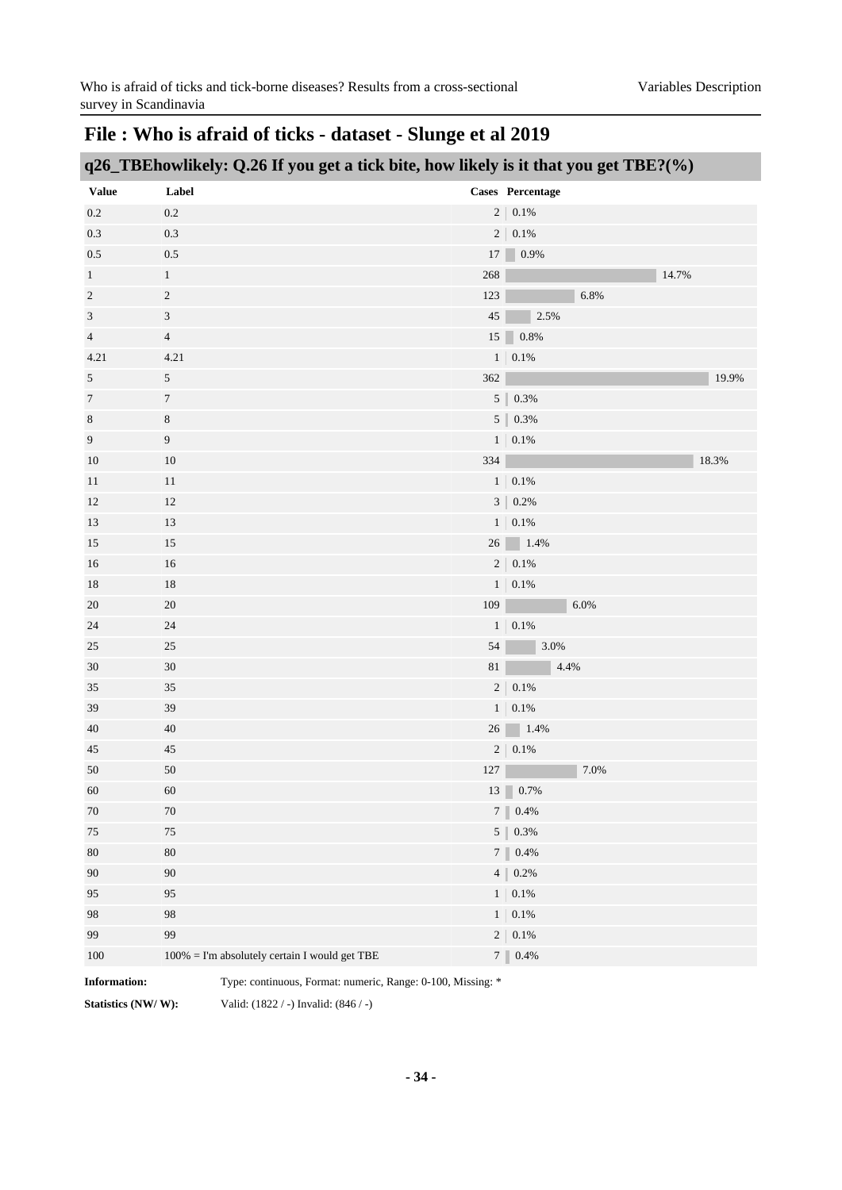## File : Who is afraid of ticks - dataset - Slunge et al 2019

### q26_TBEhowlikely: Q.26 If you get a tick bite, how likely is it that you get TBE?(%)

| Value | Label | Cases | Percentage |
|---|---|---|---|
| 0.2 | 0.2 | 2 | 0.1% |
| 0.3 | 0.3 | 2 | 0.1% |
| 0.5 | 0.5 | 17 | 0.9% |
| 1 | 1 | 268 | 14.7% |
| 2 | 2 | 123 | 6.8% |
| 3 | 3 | 45 | 2.5% |
| 4 | 4 | 15 | 0.8% |
| 4.21 | 4.21 | 1 | 0.1% |
| 5 | 5 | 362 | 19.9% |
| 7 | 7 | 5 | 0.3% |
| 8 | 8 | 5 | 0.3% |
| 9 | 9 | 1 | 0.1% |
| 10 | 10 | 334 | 18.3% |
| 11 | 11 | 1 | 0.1% |
| 12 | 12 | 3 | 0.2% |
| 13 | 13 | 1 | 0.1% |
| 15 | 15 | 26 | 1.4% |
| 16 | 16 | 2 | 0.1% |
| 18 | 18 | 1 | 0.1% |
| 20 | 20 | 109 | 6.0% |
| 24 | 24 | 1 | 0.1% |
| 25 | 25 | 54 | 3.0% |
| 30 | 30 | 81 | 4.4% |
| 35 | 35 | 2 | 0.1% |
| 39 | 39 | 1 | 0.1% |
| 40 | 40 | 26 | 1.4% |
| 45 | 45 | 2 | 0.1% |
| 50 | 50 | 127 | 7.0% |
| 60 | 60 | 13 | 0.7% |
| 70 | 70 | 7 | 0.4% |
| 75 | 75 | 5 | 0.3% |
| 80 | 80 | 7 | 0.4% |
| 90 | 90 | 4 | 0.2% |
| 95 | 95 | 1 | 0.1% |
| 98 | 98 | 1 | 0.1% |
| 99 | 99 | 2 | 0.1% |
| 100 | 100% = I'm absolutely certain I would get TBE | 7 | 0.4% |

**Information:** Type: continuous, Format: numeric, Range: 0-100, Missing: *

**Statistics (NW/ W):** Valid: (1822 / -) Invalid: (846 / -)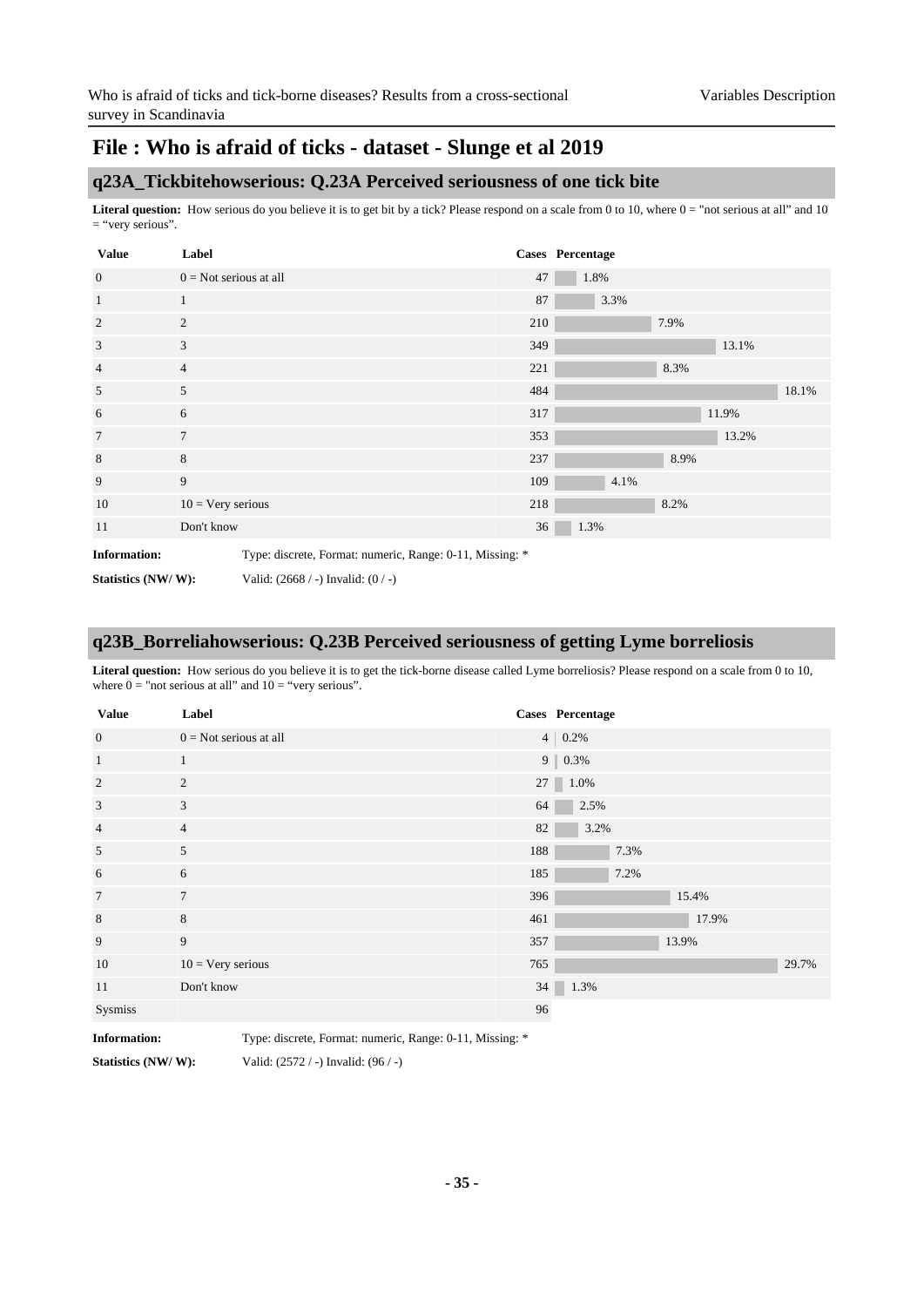# File : Who is afraid of ticks - dataset - Slunge et al 2019

## q23A_Tickbitehowserious: Q.23A Perceived seriousness of one tick bite

**Literal question:** How serious do you believe it is to get bit by a tick? Please respond on a scale from 0 to 10, where 0 = "not serious at all" and 10 = "very serious".

| Value | Label | Cases | Percentage |
|---|---|---|---|
| 0 | 0 = Not serious at all | 47 | 1.8% |
| 1 | 1 | 87 | 3.3% |
| 2 | 2 | 210 | 7.9% |
| 3 | 3 | 349 | 13.1% |
| 4 | 4 | 221 | 8.3% |
| 5 | 5 | 484 | 18.1% |
| 6 | 6 | 317 | 11.9% |
| 7 | 7 | 353 | 13.2% |
| 8 | 8 | 237 | 8.9% |
| 9 | 9 | 109 | 4.1% |
| 10 | 10 = Very serious | 218 | 8.2% |
| 11 | Don't know | 36 | 1.3% |

**Information:** Type: discrete, Format: numeric, Range: 0-11, Missing: *

**Statistics (NW/ W):** Valid: (2668 / -) Invalid: (0 / -)

## q23B_Borreliahowserious: Q.23B Perceived seriousness of getting Lyme borreliosis

**Literal question:** How serious do you believe it is to get the tick-borne disease called Lyme borreliosis? Please respond on a scale from 0 to 10, where 0 = "not serious at all" and 10 = "very serious".

| Value | Label | Cases | Percentage |
|---|---|---|---|
| 0 | 0 = Not serious at all | 4 | 0.2% |
| 1 | 1 | 9 | 0.3% |
| 2 | 2 | 27 | 1.0% |
| 3 | 3 | 64 | 2.5% |
| 4 | 4 | 82 | 3.2% |
| 5 | 5 | 188 | 7.3% |
| 6 | 6 | 185 | 7.2% |
| 7 | 7 | 396 | 15.4% |
| 8 | 8 | 461 | 17.9% |
| 9 | 9 | 357 | 13.9% |
| 10 | 10 = Very serious | 765 | 29.7% |
| 11 | Don't know | 34 | 1.3% |
| Sysmiss | | 96 | |

**Information:** Type: discrete, Format: numeric, Range: 0-11, Missing: *

**Statistics (NW/ W):** Valid: (2572 / -) Invalid: (96 / -)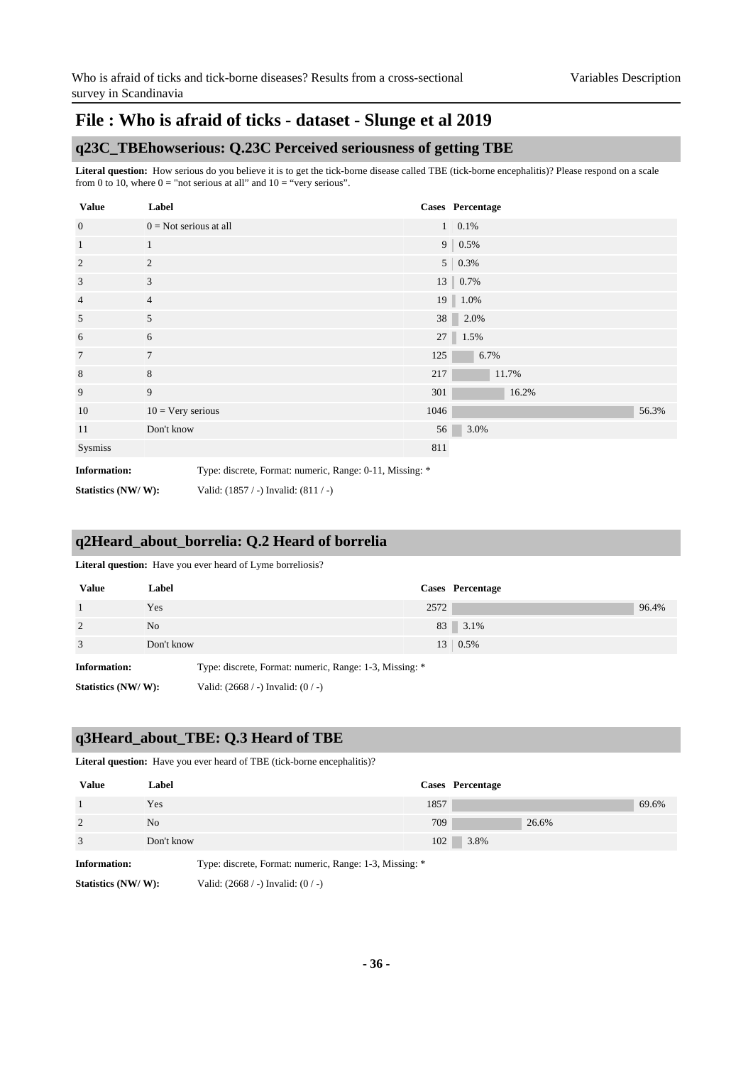# File : Who is afraid of ticks - dataset - Slunge et al 2019

## q23C_TBEhowserious: Q.23C Perceived seriousness of getting TBE

**Literal question:** How serious do you believe it is to get the tick-borne disease called TBE (tick-borne encephalitis)? Please respond on a scale from 0 to 10, where 0 = "not serious at all" and 10 = "very serious".

| Value | Label | Cases | Percentage |
|---|---|---|---|
| 0 | 0 = Not serious at all | 1 | 0.1% |
| 1 | 1 | 9 | 0.5% |
| 2 | 2 | 5 | 0.3% |
| 3 | 3 | 13 | 0.7% |
| 4 | 4 | 19 | 1.0% |
| 5 | 5 | 38 | 2.0% |
| 6 | 6 | 27 | 1.5% |
| 7 | 7 | 125 | 6.7% |
| 8 | 8 | 217 | 11.7% |
| 9 | 9 | 301 | 16.2% |
| 10 | 10 = Very serious | 1046 | 56.3% |
| 11 | Don't know | 56 | 3.0% |
| Sysmiss | | 811 | |

**Information:** Type: discrete, Format: numeric, Range: 0-11, Missing: *

**Statistics (NW/ W):** Valid: (1857 / -) Invalid: (811 / -)

## q2Heard_about_borrelia: Q.2 Heard of borrelia

**Literal question:** Have you ever heard of Lyme borreliosis?

| Value | Label | Cases | Percentage |
|---|---|---|---|
| 1 | Yes | 2572 | 96.4% |
| 2 | No | 83 | 3.1% |
| 3 | Don't know | 13 | 0.5% |

**Information:** Type: discrete, Format: numeric, Range: 1-3, Missing: *

**Statistics (NW/ W):** Valid: (2668 / -) Invalid: (0 / -)

## q3Heard_about_TBE: Q.3 Heard of TBE

**Literal question:** Have you ever heard of TBE (tick-borne encephalitis)?

| Value | Label | Cases | Percentage |
|---|---|---|---|
| 1 | Yes | 1857 | 69.6% |
| 2 | No | 709 | 26.6% |
| 3 | Don't know | 102 | 3.8% |

**Information:** Type: discrete, Format: numeric, Range: 1-3, Missing: *

**Statistics (NW/ W):** Valid: (2668 / -) Invalid: (0 / -)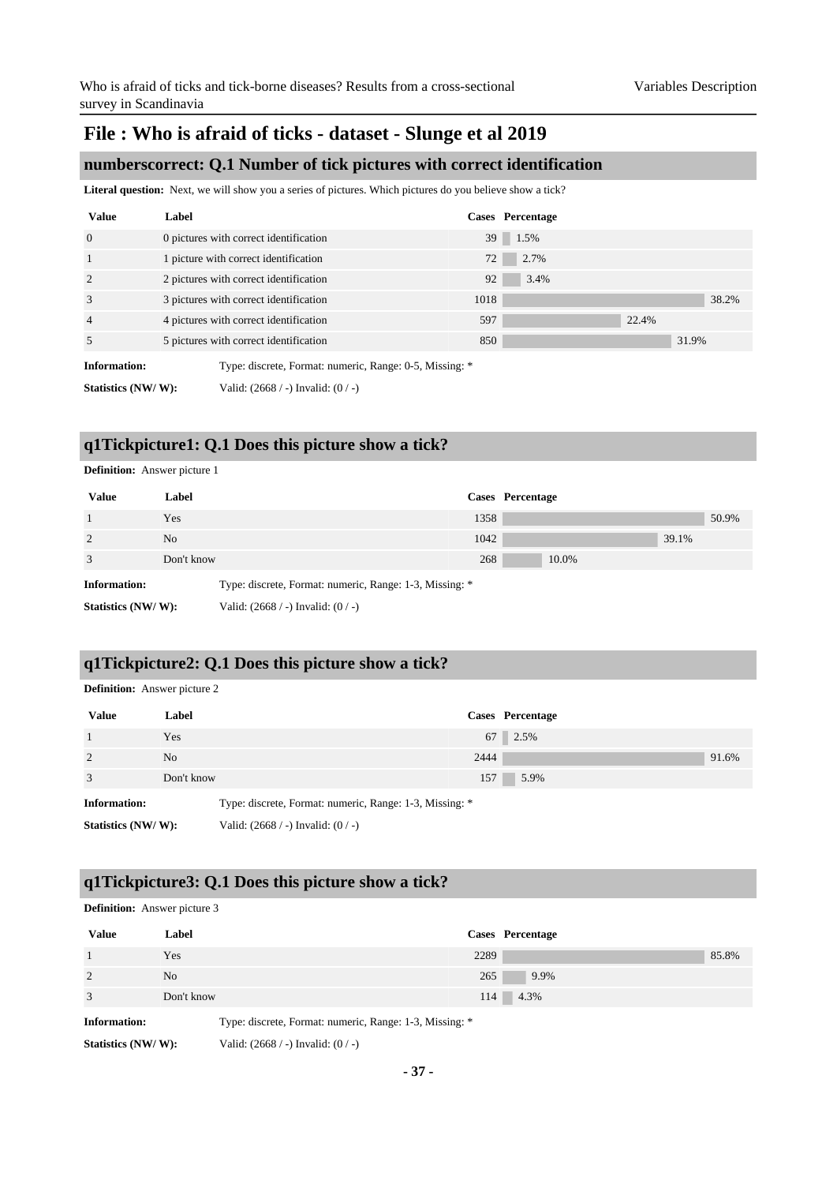# File : Who is afraid of ticks - dataset - Slunge et al 2019

## numberscorrect: Q.1 Number of tick pictures with correct identification

**Literal question:** Next, we will show you a series of pictures. Which pictures do you believe show a tick?

| Value | Label | Cases | Percentage |
|---|---|---|---|
| 0 | 0 pictures with correct identification | 39 | 1.5% |
| 1 | 1 picture with correct identification | 72 | 2.7% |
| 2 | 2 pictures with correct identification | 92 | 3.4% |
| 3 | 3 pictures with correct identification | 1018 | 38.2% |
| 4 | 4 pictures with correct identification | 597 | 22.4% |
| 5 | 5 pictures with correct identification | 850 | 31.9% |

**Information:** Type: discrete, Format: numeric, Range: 0-5, Missing: *

**Statistics (NW/ W):** Valid: (2668 / -) Invalid: (0 / -)

## q1Tickpicture1: Q.1 Does this picture show a tick?

**Definition:** Answer picture 1

| Value | Label | Cases | Percentage |
|---|---|---|---|
| 1 | Yes | 1358 | 50.9% |
| 2 | No | 1042 | 39.1% |
| 3 | Don't know | 268 | 10.0% |

**Information:** Type: discrete, Format: numeric, Range: 1-3, Missing: *

**Statistics (NW/ W):** Valid: (2668 / -) Invalid: (0 / -)

## q1Tickpicture2: Q.1 Does this picture show a tick?

**Definition:** Answer picture 2

| Value | Label | Cases | Percentage |
|---|---|---|---|
| 1 | Yes | 67 | 2.5% |
| 2 | No | 2444 | 91.6% |
| 3 | Don't know | 157 | 5.9% |

**Information:** Type: discrete, Format: numeric, Range: 1-3, Missing: *

**Statistics (NW/ W):** Valid: (2668 / -) Invalid: (0 / -)

## q1Tickpicture3: Q.1 Does this picture show a tick?

**Definition:** Answer picture 3

| Value | Label | Cases | Percentage |
|---|---|---|---|
| 1 | Yes | 2289 | 85.8% |
| 2 | No | 265 | 9.9% |
| 3 | Don't know | 114 | 4.3% |

**Information:** Type: discrete, Format: numeric, Range: 1-3, Missing: *

**Statistics (NW/ W):** Valid: (2668 / -) Invalid: (0 / -)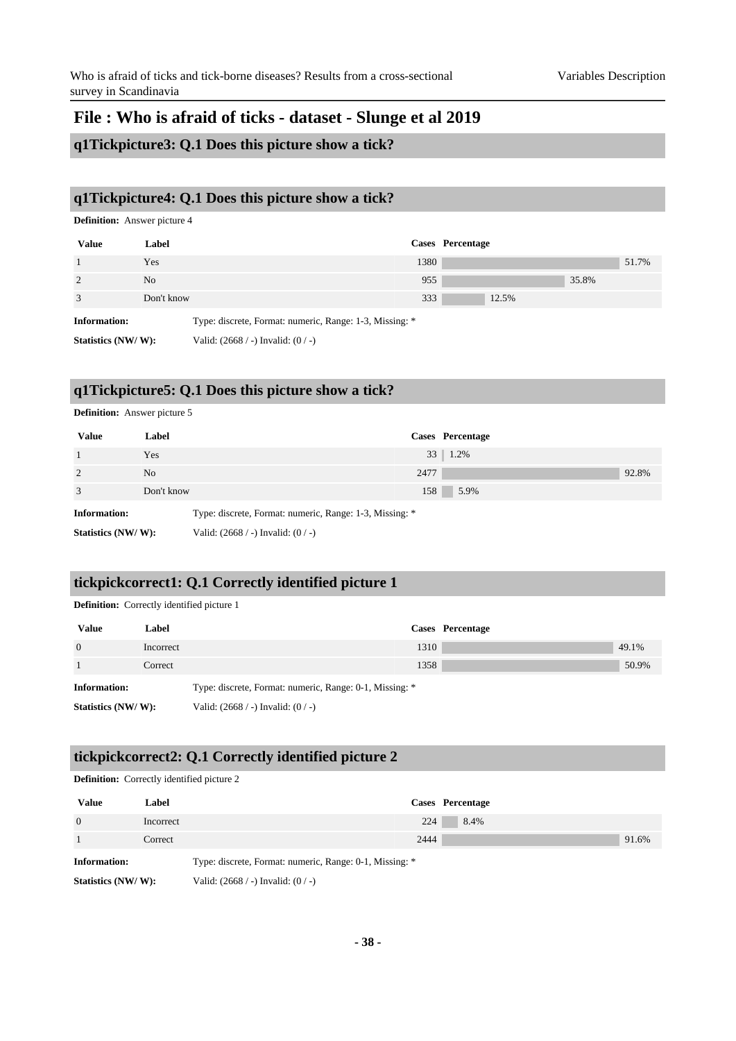# File : Who is afraid of ticks - dataset - Slunge et al 2019

## q1Tickpicture3: Q.1 Does this picture show a tick?

## q1Tickpicture4: Q.1 Does this picture show a tick?

**Definition:** Answer picture 4

| Value | Label | Cases | Percentage |
|---|---|---|---|
| 1 | Yes | 1380 | 51.7% |
| 2 | No | 955 | 35.8% |
| 3 | Don't know | 333 | 12.5% |

**Information:** Type: discrete, Format: numeric, Range: 1-3, Missing: *

**Statistics (NW/ W):** Valid: (2668 / -) Invalid: (0 / -)

## q1Tickpicture5: Q.1 Does this picture show a tick?

**Definition:** Answer picture 5

| Value | Label | Cases | Percentage |
|---|---|---|---|
| 1 | Yes | 33 | 1.2% |
| 2 | No | 2477 | 92.8% |
| 3 | Don't know | 158 | 5.9% |

**Information:** Type: discrete, Format: numeric, Range: 1-3, Missing: *

**Statistics (NW/ W):** Valid: (2668 / -) Invalid: (0 / -)

## tickpickcorrect1: Q.1 Correctly identified picture 1

**Definition:** Correctly identified picture 1

| Value | Label | Cases | Percentage |
|---|---|---|---|
| 0 | Incorrect | 1310 | 49.1% |
| 1 | Correct | 1358 | 50.9% |

**Information:** Type: discrete, Format: numeric, Range: 0-1, Missing: *

**Statistics (NW/ W):** Valid: (2668 / -) Invalid: (0 / -)

## tickpickcorrect2: Q.1 Correctly identified picture 2

**Definition:** Correctly identified picture 2

| Value | Label | Cases | Percentage |
|---|---|---|---|
| 0 | Incorrect | 224 | 8.4% |
| 1 | Correct | 2444 | 91.6% |

**Information:** Type: discrete, Format: numeric, Range: 0-1, Missing: *

**Statistics (NW/ W):** Valid: (2668 / -) Invalid: (0 / -)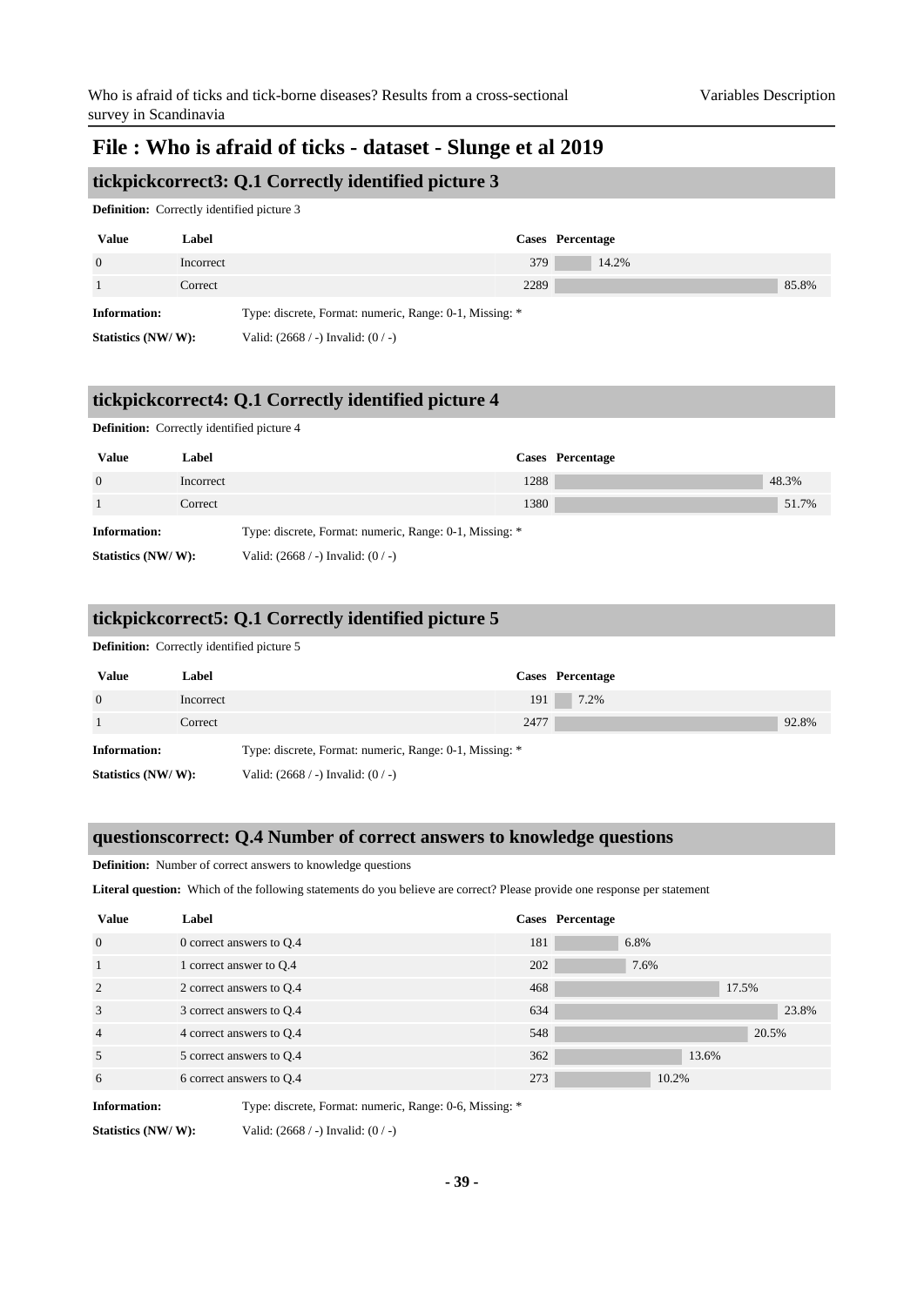# File : Who is afraid of ticks - dataset - Slunge et al 2019

## tickpickcorrect3: Q.1 Correctly identified picture 3

**Definition:** Correctly identified picture 3

| Value | Label | Cases | Percentage |
|---|---|---|---|
| 0 | Incorrect | 379 | 14.2% |
| 1 | Correct | 2289 | 85.8% |

**Information:** Type: discrete, Format: numeric, Range: 0-1, Missing: *

**Statistics (NW/ W):** Valid: (2668 / -) Invalid: (0 / -)

## tickpickcorrect4: Q.1 Correctly identified picture 4

**Definition:** Correctly identified picture 4

| Value | Label | Cases | Percentage |
|---|---|---|---|
| 0 | Incorrect | 1288 | 48.3% |
| 1 | Correct | 1380 | 51.7% |

**Information:** Type: discrete, Format: numeric, Range: 0-1, Missing: *

**Statistics (NW/ W):** Valid: (2668 / -) Invalid: (0 / -)

## tickpickcorrect5: Q.1 Correctly identified picture 5

**Definition:** Correctly identified picture 5

| Value | Label | Cases | Percentage |
|---|---|---|---|
| 0 | Incorrect | 191 | 7.2% |
| 1 | Correct | 2477 | 92.8% |

**Information:** Type: discrete, Format: numeric, Range: 0-1, Missing: *

**Statistics (NW/ W):** Valid: (2668 / -) Invalid: (0 / -)

## questionscorrect: Q.4 Number of correct answers to knowledge questions

**Definition:** Number of correct answers to knowledge questions

**Literal question:** Which of the following statements do you believe are correct? Please provide one response per statement

| Value | Label | Cases | Percentage |
|---|---|---|---|
| 0 | 0 correct answers to Q.4 | 181 | 6.8% |
| 1 | 1 correct answer to Q.4 | 202 | 7.6% |
| 2 | 2 correct answers to Q.4 | 468 | 17.5% |
| 3 | 3 correct answers to Q.4 | 634 | 23.8% |
| 4 | 4 correct answers to Q.4 | 548 | 20.5% |
| 5 | 5 correct answers to Q.4 | 362 | 13.6% |
| 6 | 6 correct answers to Q.4 | 273 | 10.2% |

**Information:** Type: discrete, Format: numeric, Range: 0-6, Missing: *

**Statistics (NW/ W):** Valid: (2668 / -) Invalid: (0 / -)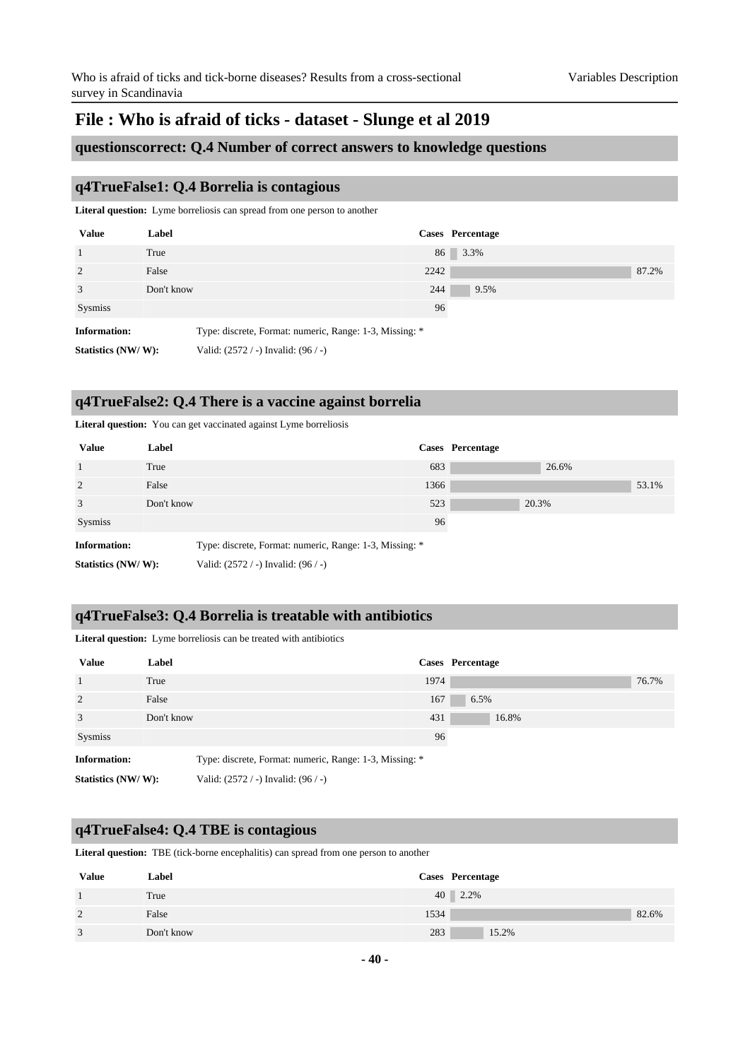# File : Who is afraid of ticks - dataset - Slunge et al 2019

## questionscorrect: Q.4 Number of correct answers to knowledge questions

## q4TrueFalse1: Q.4 Borrelia is contagious

**Literal question:** Lyme borreliosis can spread from one person to another

| Value | Label | Cases | Percentage |
|---|---|---|---|
| 1 | True | 86 | 3.3% |
| 2 | False | 2242 | 87.2% |
| 3 | Don't know | 244 | 9.5% |
| Sysmiss | | 96 | |

**Information:** Type: discrete, Format: numeric, Range: 1-3, Missing: *

**Statistics (NW/ W):** Valid: (2572 / -) Invalid: (96 / -)

## q4TrueFalse2: Q.4 There is a vaccine against borrelia

**Literal question:** You can get vaccinated against Lyme borreliosis

| Value | Label | Cases | Percentage |
|---|---|---|---|
| 1 | True | 683 | 26.6% |
| 2 | False | 1366 | 53.1% |
| 3 | Don't know | 523 | 20.3% |
| Sysmiss | | 96 | |

**Information:** Type: discrete, Format: numeric, Range: 1-3, Missing: *

**Statistics (NW/ W):** Valid: (2572 / -) Invalid: (96 / -)

## q4TrueFalse3: Q.4 Borrelia is treatable with antibiotics

**Literal question:** Lyme borreliosis can be treated with antibiotics

| Value | Label | Cases | Percentage |
|---|---|---|---|
| 1 | True | 1974 | 76.7% |
| 2 | False | 167 | 6.5% |
| 3 | Don't know | 431 | 16.8% |
| Sysmiss | | 96 | |

**Information:** Type: discrete, Format: numeric, Range: 1-3, Missing: *

**Statistics (NW/ W):** Valid: (2572 / -) Invalid: (96 / -)

## q4TrueFalse4: Q.4 TBE is contagious

**Literal question:** TBE (tick-borne encephalitis) can spread from one person to another

| Value | Label | Cases | Percentage |
|---|---|---|---|
| 1 | True | 40 | 2.2% |
| 2 | False | 1534 | 82.6% |
| 3 | Don't know | 283 | 15.2% |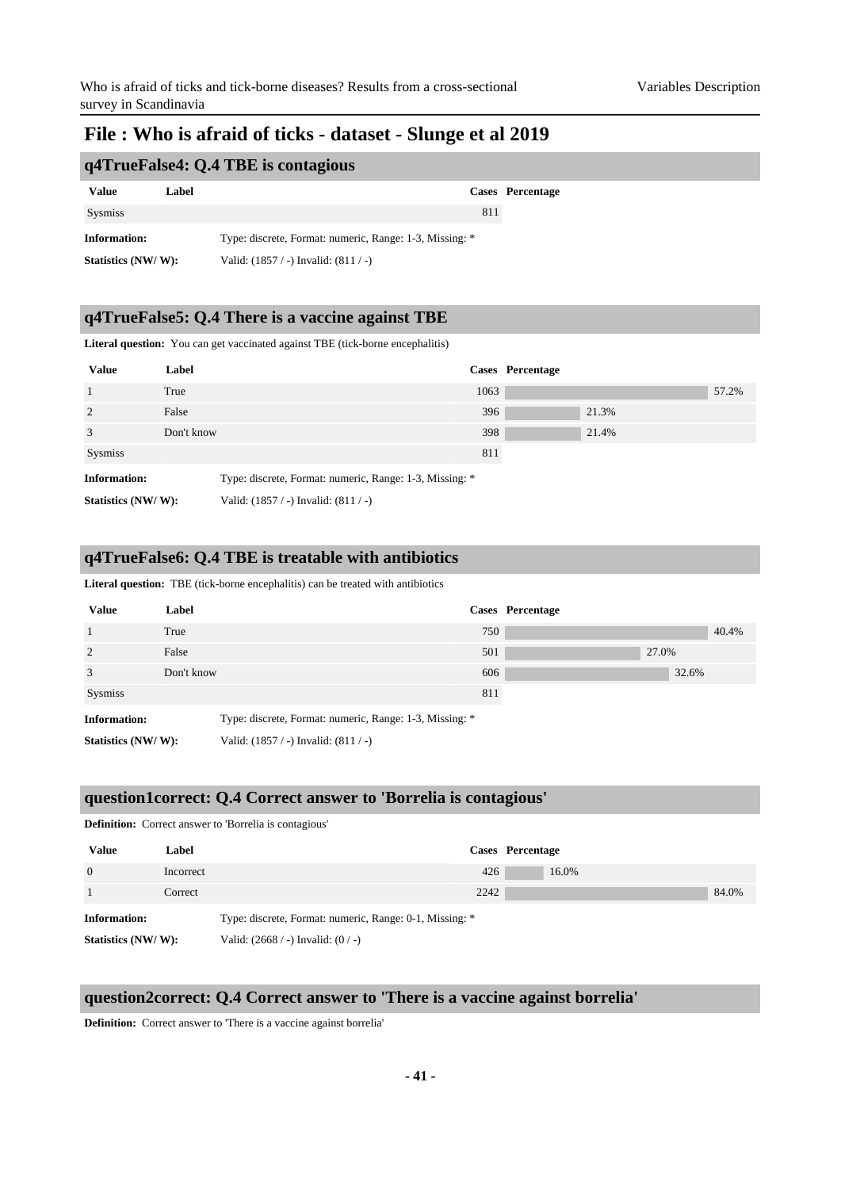# File : Who is afraid of ticks - dataset - Slunge et al 2019

## q4TrueFalse4: Q.4 TBE is contagious

| Value | Label | Cases | Percentage |
|---|---|---|---|
| Sysmiss | | 811 | |

**Information:** Type: discrete, Format: numeric, Range: 1-3, Missing: *

**Statistics (NW/ W):** Valid: (1857 / -) Invalid: (811 / -)

## q4TrueFalse5: Q.4 There is a vaccine against TBE

**Literal question:** You can get vaccinated against TBE (tick-borne encephalitis)

| Value | Label | Cases | Percentage |
|---|---|---|---|
| 1 | True | 1063 | 57.2% |
| 2 | False | 396 | 21.3% |
| 3 | Don't know | 398 | 21.4% |
| Sysmiss | | 811 | |

**Information:** Type: discrete, Format: numeric, Range: 1-3, Missing: *

**Statistics (NW/ W):** Valid: (1857 / -) Invalid: (811 / -)

## q4TrueFalse6: Q.4 TBE is treatable with antibiotics

**Literal question:** TBE (tick-borne encephalitis) can be treated with antibiotics

| Value | Label | Cases | Percentage |
|---|---|---|---|
| 1 | True | 750 | 40.4% |
| 2 | False | 501 | 27.0% |
| 3 | Don't know | 606 | 32.6% |
| Sysmiss | | 811 | |

**Information:** Type: discrete, Format: numeric, Range: 1-3, Missing: *

**Statistics (NW/ W):** Valid: (1857 / -) Invalid: (811 / -)

## question1correct: Q.4 Correct answer to 'Borrelia is contagious'

**Definition:** Correct answer to 'Borrelia is contagious'

| Value | Label | Cases | Percentage |
|---|---|---|---|
| 0 | Incorrect | 426 | 16.0% |
| 1 | Correct | 2242 | 84.0% |

**Information:** Type: discrete, Format: numeric, Range: 0-1, Missing: *

**Statistics (NW/ W):** Valid: (2668 / -) Invalid: (0 / -)

## question2correct: Q.4 Correct answer to 'There is a vaccine against borrelia'

**Definition:** Correct answer to 'There is a vaccine against borrelia'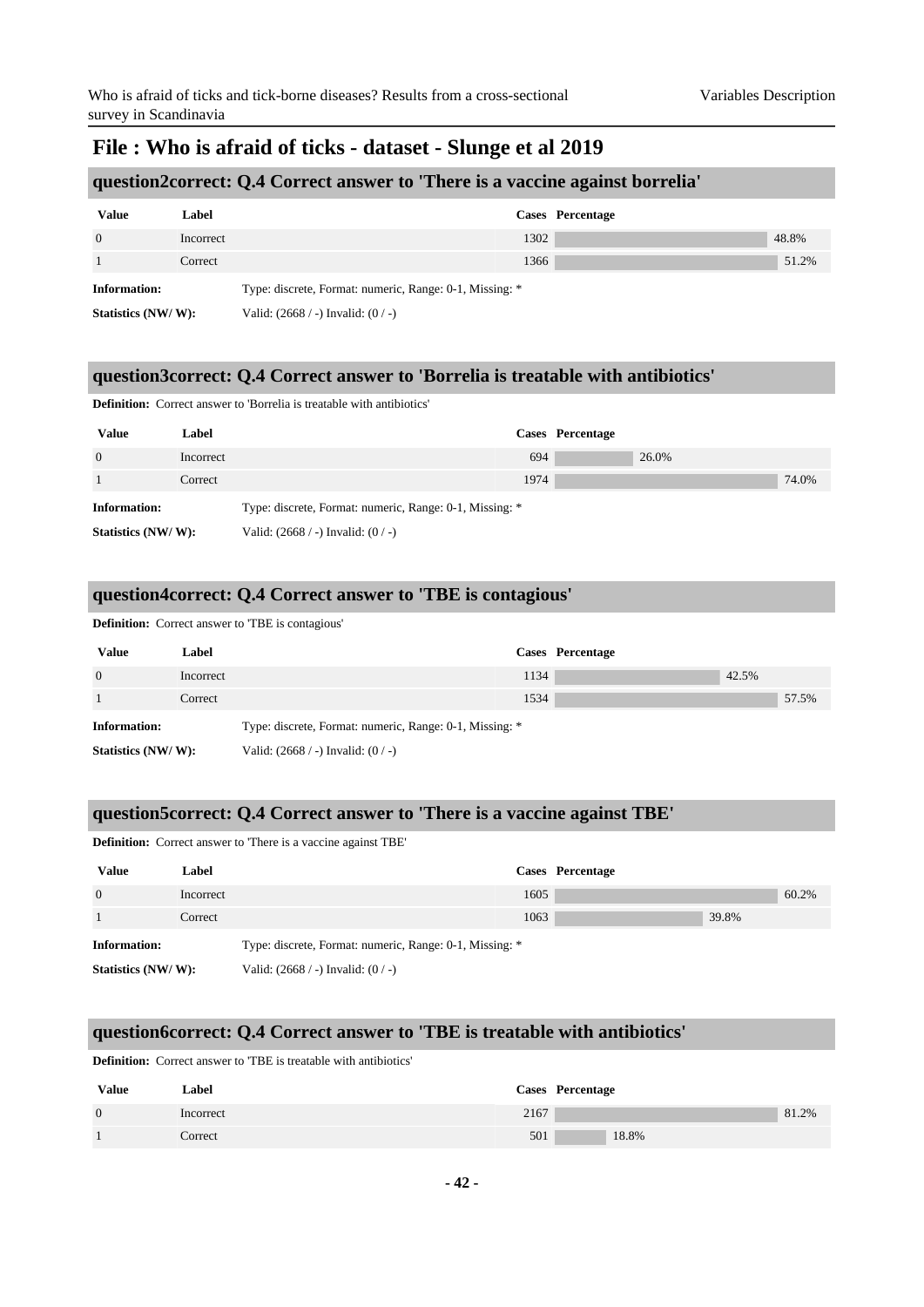# File : Who is afraid of ticks - dataset - Slunge et al 2019

## question2correct: Q.4 Correct answer to 'There is a vaccine against borrelia'

| Value | Label | Cases | Percentage |
|---|---|---|---|
| 0 | Incorrect | 1302 | 48.8% |
| 1 | Correct | 1366 | 51.2% |

**Information:** Type: discrete, Format: numeric, Range: 0-1, Missing: *

**Statistics (NW/ W):** Valid: (2668 / -) Invalid: (0 / -)

## question3correct: Q.4 Correct answer to 'Borrelia is treatable with antibiotics'

**Definition:** Correct answer to 'Borrelia is treatable with antibiotics'

| Value | Label | Cases | Percentage |
|---|---|---|---|
| 0 | Incorrect | 694 | 26.0% |
| 1 | Correct | 1974 | 74.0% |

**Information:** Type: discrete, Format: numeric, Range: 0-1, Missing: *

**Statistics (NW/ W):** Valid: (2668 / -) Invalid: (0 / -)

## question4correct: Q.4 Correct answer to 'TBE is contagious'

**Definition:** Correct answer to 'TBE is contagious'

| Value | Label | Cases | Percentage |
|---|---|---|---|
| 0 | Incorrect | 1134 | 42.5% |
| 1 | Correct | 1534 | 57.5% |

**Information:** Type: discrete, Format: numeric, Range: 0-1, Missing: *

**Statistics (NW/ W):** Valid: (2668 / -) Invalid: (0 / -)

## question5correct: Q.4 Correct answer to 'There is a vaccine against TBE'

**Definition:** Correct answer to 'There is a vaccine against TBE'

| Value | Label | Cases | Percentage |
|---|---|---|---|
| 0 | Incorrect | 1605 | 60.2% |
| 1 | Correct | 1063 | 39.8% |

**Information:** Type: discrete, Format: numeric, Range: 0-1, Missing: *

**Statistics (NW/ W):** Valid: (2668 / -) Invalid: (0 / -)

## question6correct: Q.4 Correct answer to 'TBE is treatable with antibiotics'

**Definition:** Correct answer to 'TBE is treatable with antibiotics'

| Value | Label | Cases | Percentage |
|---|---|---|---|
| 0 | Incorrect | 2167 | 81.2% |
| 1 | Correct | 501 | 18.8% |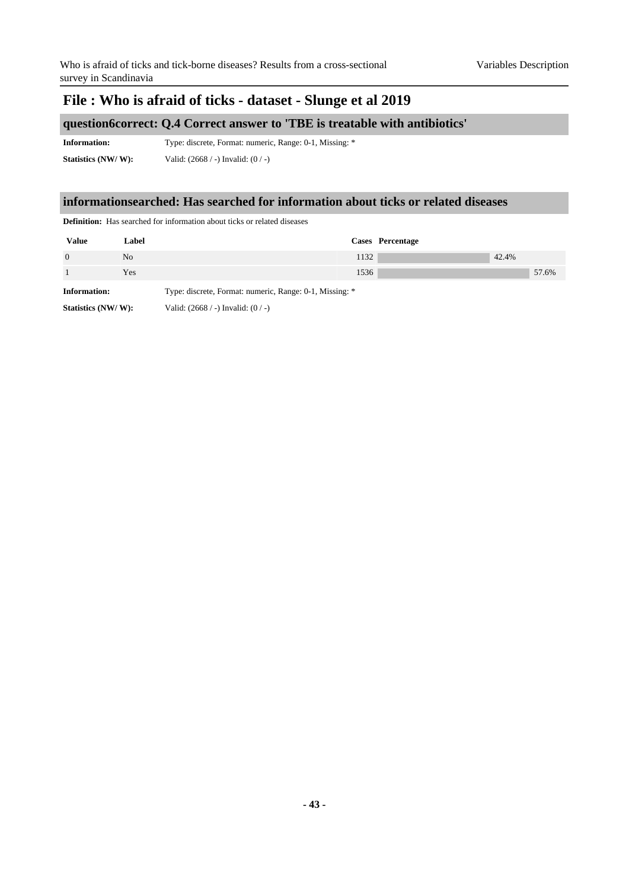# File : Who is afraid of ticks - dataset - Slunge et al 2019

## question6correct: Q.4 Correct answer to 'TBE is treatable with antibiotics'

**Information:** Type: discrete, Format: numeric, Range: 0-1, Missing: *

**Statistics (NW/ W):** Valid: (2668 / -) Invalid: (0 / -)

## informationsearched: Has searched for information about ticks or related diseases

**Definition:** Has searched for information about ticks or related diseases

| Value | Label | Cases | Percentage |
|---|---|---|---|
| 0 | No | 1132 | 42.4% |
| 1 | Yes | 1536 | 57.6% |

**Information:** Type: discrete, Format: numeric, Range: 0-1, Missing: *

**Statistics (NW/ W):** Valid: (2668 / -) Invalid: (0 / -)